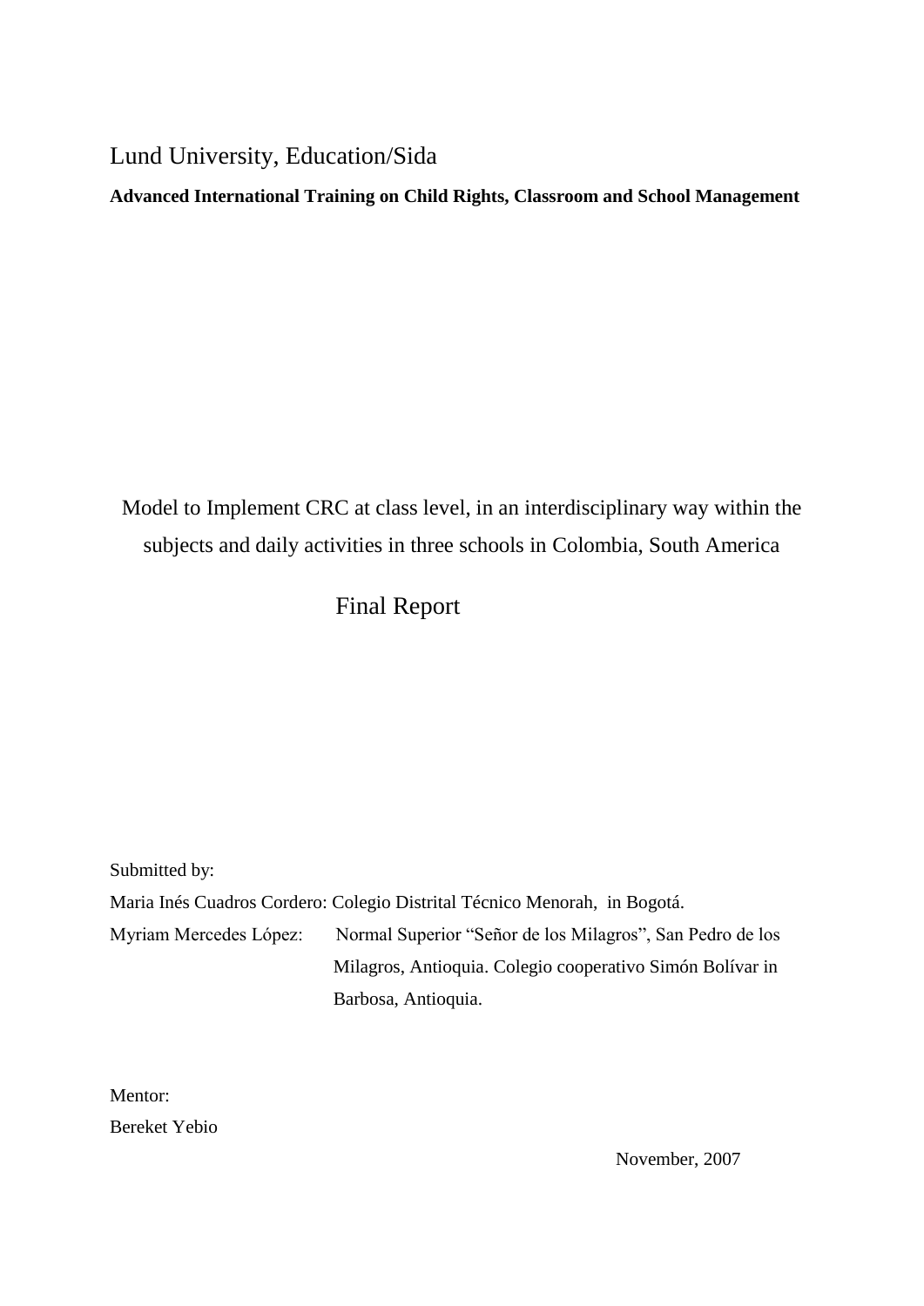Lund University, Education/Sida

**Advanced International Training on Child Rights, Classroom and School Management**

# Model to Implement CRC at class level, in an interdisciplinary way within the subjects and daily activities in three schools in Colombia, South America

## Final Report

Submitted by:

Maria Inés Cuadros Cordero: Colegio Distrital Técnico Menorah, in Bogotá.

Myriam Mercedes López: Normal Superior "Señor de los Milagros", San Pedro de los Milagros, Antioquia. Colegio cooperativo Simón Bolívar in Barbosa, Antioquia.

Mentor:

Bereket Yebio

November, 2007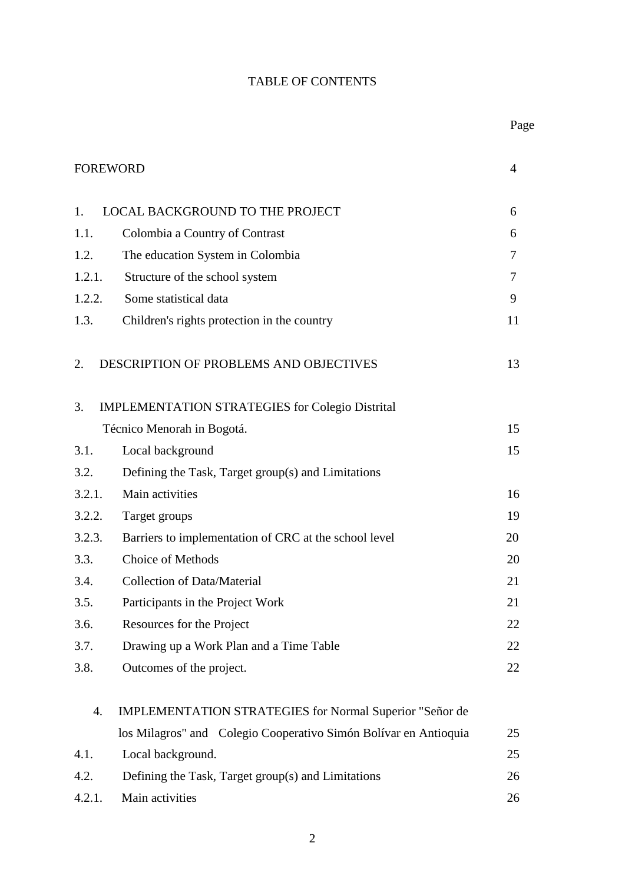# TABLE OF CONTENTS

| | | Page |
|---|---|---|
| FOREWORD | | 4 |
| 1. | LOCAL BACKGROUND TO THE PROJECT | 6 |
| 1.1. | Colombia a Country of Contrast | 6 |
| 1.2. | The education System in Colombia | 7 |
| 1.2.1. | Structure of the school system | 7 |
| 1.2.2. | Some statistical data | 9 |
| 1.3. | Children's rights protection in the country | 11 |
| 2. | DESCRIPTION OF PROBLEMS AND OBJECTIVES | 13 |
| 3. | IMPLEMENTATION STRATEGIES for Colegio Distrital Técnico Menorah in Bogotá. | 15 |
| 3.1. | Local background | 15 |
| 3.2. | Defining the Task, Target group(s) and Limitations | |
| 3.2.1. | Main activities | 16 |
| 3.2.2. | Target groups | 19 |
| 3.2.3. | Barriers to implementation of CRC at the school level | 20 |
| 3.3. | Choice of Methods | 20 |
| 3.4. | Collection of Data/Material | 21 |
| 3.5. | Participants in the Project Work | 21 |
| 3.6. | Resources for the Project | 22 |
| 3.7. | Drawing up a Work Plan and a Time Table | 22 |
| 3.8. | Outcomes of the project. | 22 |
| 4. | IMPLEMENTATION STRATEGIES for Normal Superior "Señor de los Milagros" and Colegio Cooperativo Simón Bolívar en Antioquia | 25 |
| 4.1. | Local background. | 25 |
| 4.2. | Defining the Task, Target group(s) and Limitations | 26 |
| 4.2.1. | Main activities | 26 |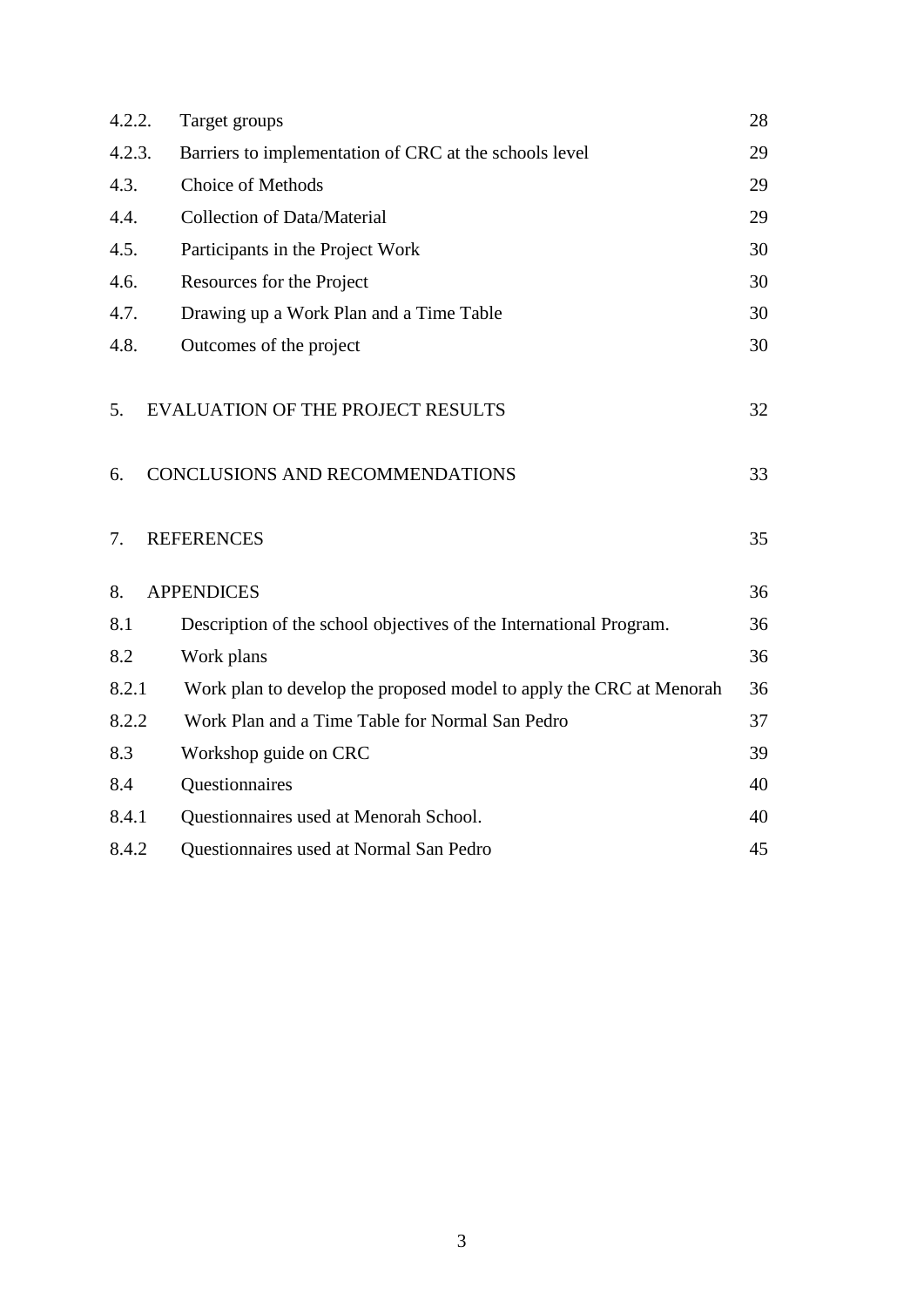| | | |
|---|---|---|
| 4.2.2. | Target groups | 28 |
| 4.2.3. | Barriers to implementation of CRC at the schools level | 29 |
| 4.3. | Choice of Methods | 29 |
| 4.4. | Collection of Data/Material | 29 |
| 4.5. | Participants in the Project Work | 30 |
| 4.6. | Resources for the Project | 30 |
| 4.7. | Drawing up a Work Plan and a Time Table | 30 |
| 4.8. | Outcomes of the project | 30 |
| 5. | EVALUATION OF THE PROJECT RESULTS | 32 |
| 6. | CONCLUSIONS AND RECOMMENDATIONS | 33 |
| 7. | REFERENCES | 35 |
| 8. | APPENDICES | 36 |
| 8.1 | Description of the school objectives of the International Program. | 36 |
| 8.2 | Work plans | 36 |
| 8.2.1 | Work plan to develop the proposed model to apply the CRC at Menorah | 36 |
| 8.2.2 | Work Plan and a Time Table for Normal San Pedro | 37 |
| 8.3 | Workshop guide on CRC | 39 |
| 8.4 | Questionnaires | 40 |
| 8.4.1 | Questionnaires used at Menorah School. | 40 |
| 8.4.2 | Questionnaires used at Normal San Pedro | 45 |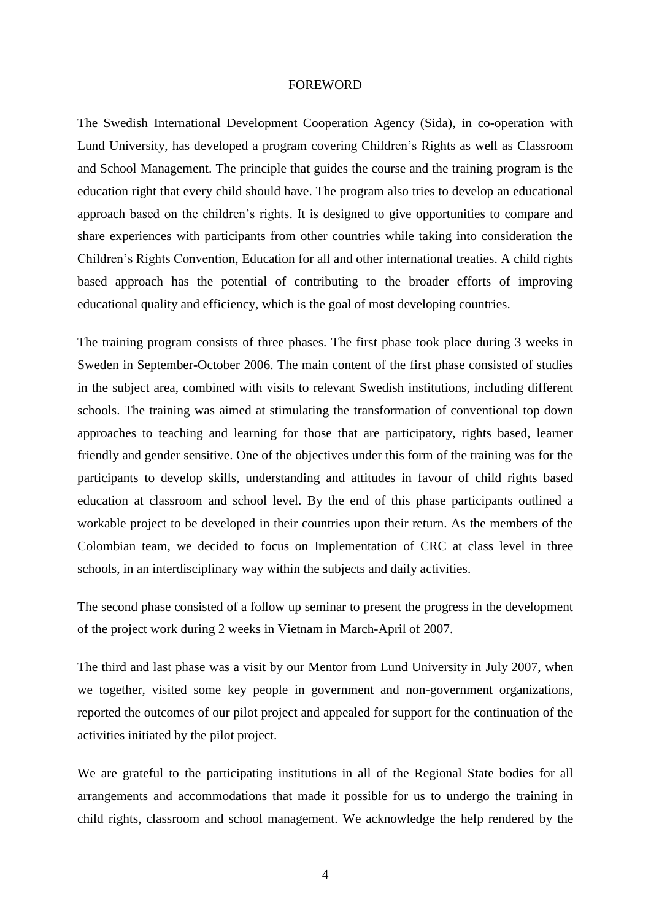# FOREWORD

The Swedish International Development Cooperation Agency (Sida), in co-operation with Lund University, has developed a program covering Children's Rights as well as Classroom and School Management. The principle that guides the course and the training program is the education right that every child should have. The program also tries to develop an educational approach based on the children's rights. It is designed to give opportunities to compare and share experiences with participants from other countries while taking into consideration the Children's Rights Convention, Education for all and other international treaties. A child rights based approach has the potential of contributing to the broader efforts of improving educational quality and efficiency, which is the goal of most developing countries.

The training program consists of three phases. The first phase took place during 3 weeks in Sweden in September-October 2006. The main content of the first phase consisted of studies in the subject area, combined with visits to relevant Swedish institutions, including different schools. The training was aimed at stimulating the transformation of conventional top down approaches to teaching and learning for those that are participatory, rights based, learner friendly and gender sensitive. One of the objectives under this form of the training was for the participants to develop skills, understanding and attitudes in favour of child rights based education at classroom and school level. By the end of this phase participants outlined a workable project to be developed in their countries upon their return. As the members of the Colombian team, we decided to focus on Implementation of CRC at class level in three schools, in an interdisciplinary way within the subjects and daily activities.

The second phase consisted of a follow up seminar to present the progress in the development of the project work during 2 weeks in Vietnam in March-April of 2007.

The third and last phase was a visit by our Mentor from Lund University in July 2007, when we together, visited some key people in government and non-government organizations, reported the outcomes of our pilot project and appealed for support for the continuation of the activities initiated by the pilot project.

We are grateful to the participating institutions in all of the Regional State bodies for all arrangements and accommodations that made it possible for us to undergo the training in child rights, classroom and school management. We acknowledge the help rendered by the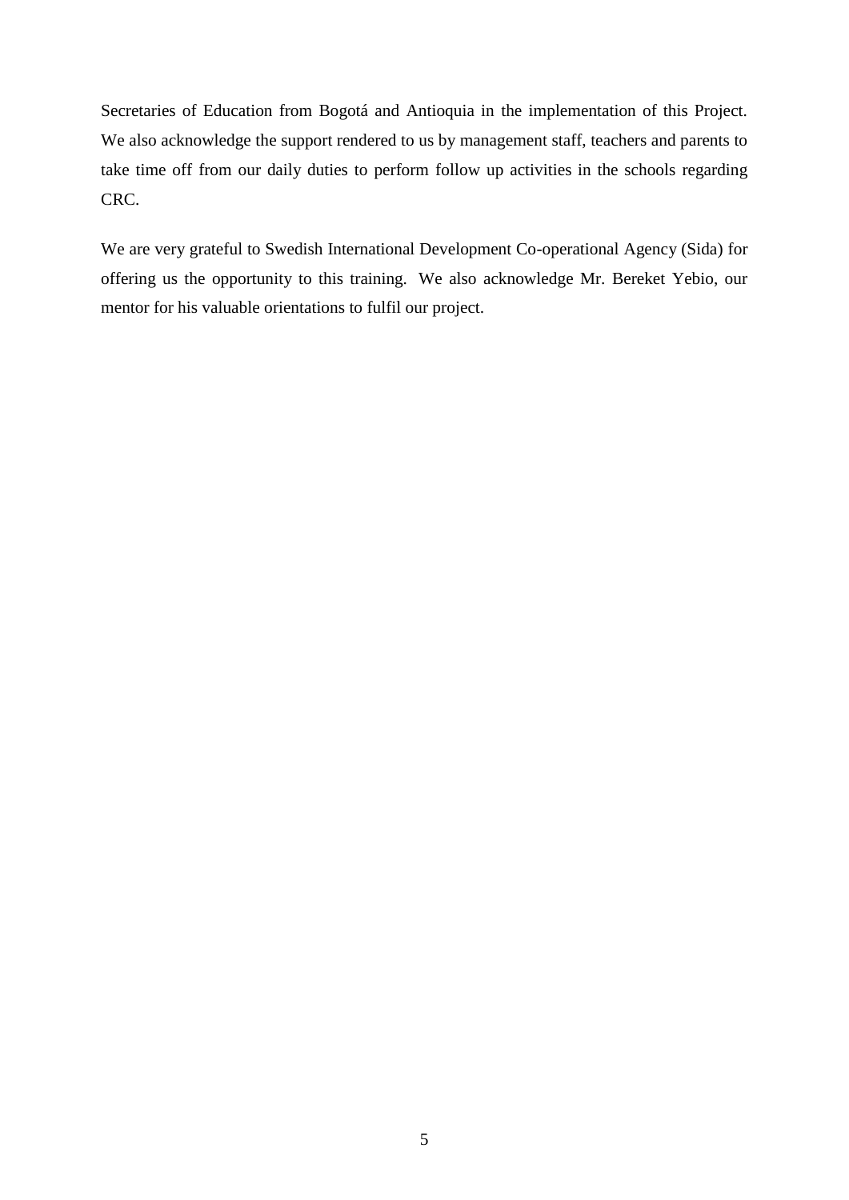Secretaries of Education from Bogotá and Antioquia in the implementation of this Project. We also acknowledge the support rendered to us by management staff, teachers and parents to take time off from our daily duties to perform follow up activities in the schools regarding CRC.

We are very grateful to Swedish International Development Co-operational Agency (Sida) for offering us the opportunity to this training. We also acknowledge Mr. Bereket Yebio, our mentor for his valuable orientations to fulfil our project.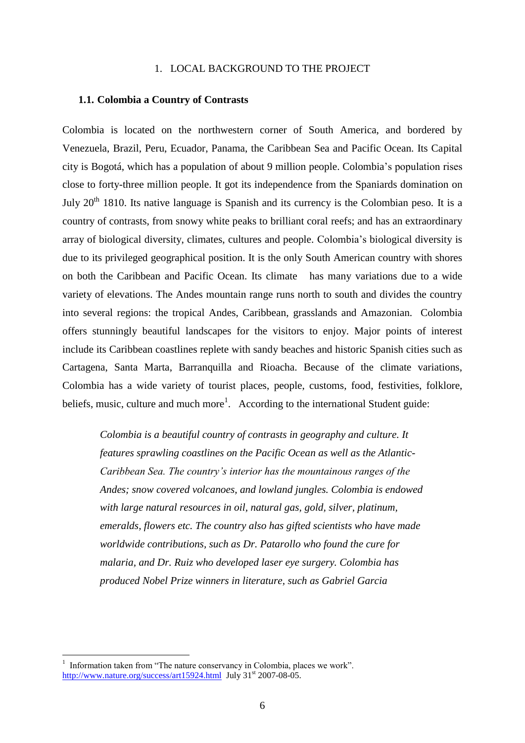## 1. LOCAL BACKGROUND TO THE PROJECT

### 1.1. Colombia a Country of Contrasts

Colombia is located on the northwestern corner of South America, and bordered by Venezuela, Brazil, Peru, Ecuador, Panama, the Caribbean Sea and Pacific Ocean. Its Capital city is Bogotá, which has a population of about 9 million people. Colombia's population rises close to forty-three million people. It got its independence from the Spaniards domination on July 20th 1810. Its native language is Spanish and its currency is the Colombian peso. It is a country of contrasts, from snowy white peaks to brilliant coral reefs; and has an extraordinary array of biological diversity, climates, cultures and people. Colombia's biological diversity is due to its privileged geographical position. It is the only South American country with shores on both the Caribbean and Pacific Ocean. Its climate has many variations due to a wide variety of elevations. The Andes mountain range runs north to south and divides the country into several regions: the tropical Andes, Caribbean, grasslands and Amazonian. Colombia offers stunningly beautiful landscapes for the visitors to enjoy. Major points of interest include its Caribbean coastlines replete with sandy beaches and historic Spanish cities such as Cartagena, Santa Marta, Barranquilla and Rioacha. Because of the climate variations, Colombia has a wide variety of tourist places, people, customs, food, festivities, folklore, beliefs, music, culture and much more[1]. According to the international Student guide:

> *Colombia is a beautiful country of contrasts in geography and culture. It features sprawling coastlines on the Pacific Ocean as well as the Atlantic-Caribbean Sea. The country's interior has the mountainous ranges of the Andes; snow covered volcanoes, and lowland jungles. Colombia is endowed with large natural resources in oil, natural gas, gold, silver, platinum, emeralds, flowers etc. The country also has gifted scientists who have made worldwide contributions, such as Dr. Patarollo who found the cure for malaria, and Dr. Ruiz who developed laser eye surgery. Colombia has produced Nobel Prize winners in literature, such as Gabriel Garcia*

---

[1] Information taken from "The nature conservancy in Colombia, places we work". http://www.nature.org/success/art15924.html July 31st 2007-08-05.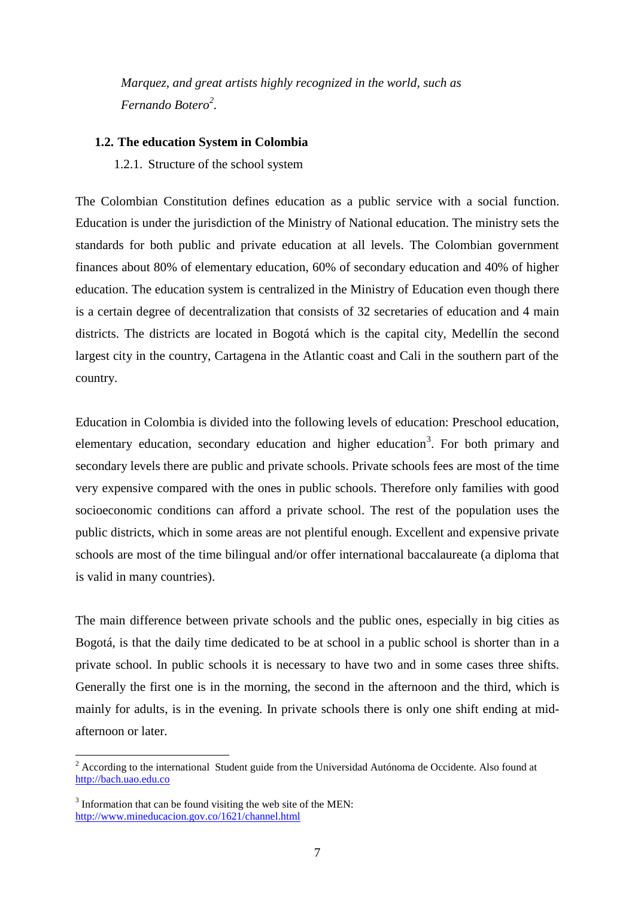*Marquez, and great artists highly recognized in the world, such as Fernando Botero*[2].

## 1.2. The education System in Colombia

### 1.2.1. Structure of the school system

The Colombian Constitution defines education as a public service with a social function. Education is under the jurisdiction of the Ministry of National education. The ministry sets the standards for both public and private education at all levels. The Colombian government finances about 80% of elementary education, 60% of secondary education and 40% of higher education. The education system is centralized in the Ministry of Education even though there is a certain degree of decentralization that consists of 32 secretaries of education and 4 main districts. The districts are located in Bogotá which is the capital city, Medellín the second largest city in the country, Cartagena in the Atlantic coast and Cali in the southern part of the country.

Education in Colombia is divided into the following levels of education: Preschool education, elementary education, secondary education and higher education[3]. For both primary and secondary levels there are public and private schools. Private schools fees are most of the time very expensive compared with the ones in public schools. Therefore only families with good socioeconomic conditions can afford a private school. The rest of the population uses the public districts, which in some areas are not plentiful enough. Excellent and expensive private schools are most of the time bilingual and/or offer international baccalaureate (a diploma that is valid in many countries).

The main difference between private schools and the public ones, especially in big cities as Bogotá, is that the daily time dedicated to be at school in a public school is shorter than in a private school. In public schools it is necessary to have two and in some cases three shifts. Generally the first one is in the morning, the second in the afternoon and the third, which is mainly for adults, is in the evening. In private schools there is only one shift ending at mid-afternoon or later.

---

[2] According to the international Student guide from the Universidad Autónoma de Occidente. Also found at http://bach.uao.edu.co

[3] Information that can be found visiting the web site of the MEN: http://www.mineducacion.gov.co/1621/channel.html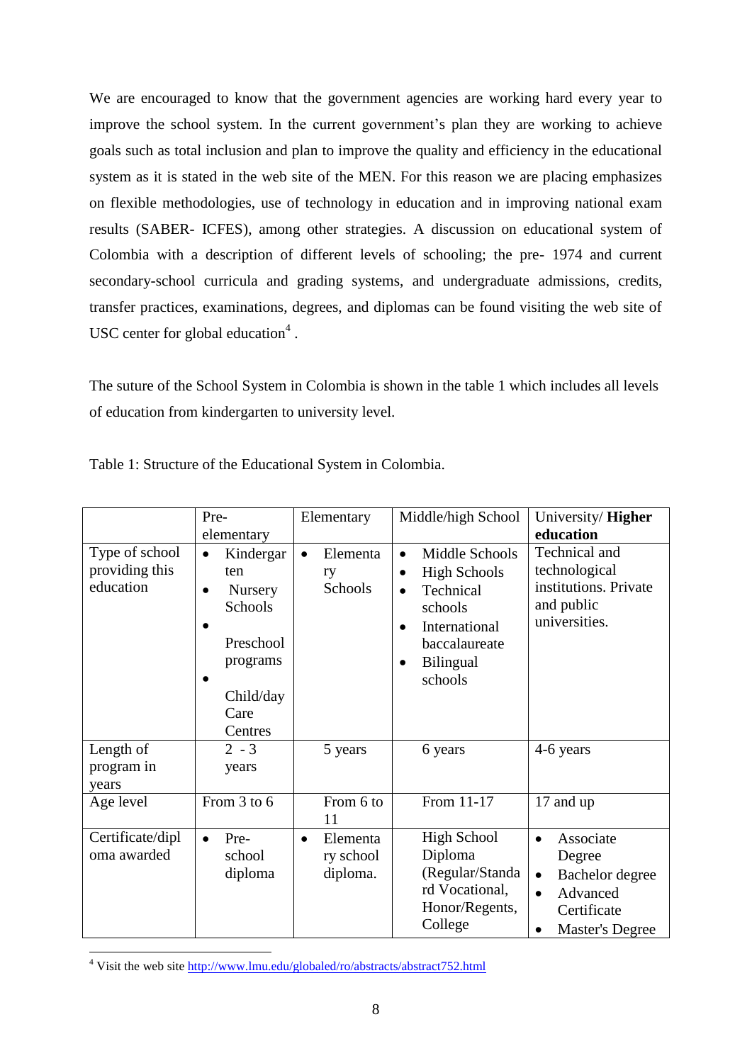We are encouraged to know that the government agencies are working hard every year to improve the school system. In the current government's plan they are working to achieve goals such as total inclusion and plan to improve the quality and efficiency in the educational system as it is stated in the web site of the MEN. For this reason we are placing emphasizes on flexible methodologies, use of technology in education and in improving national exam results (SABER- ICFES), among other strategies. A discussion on educational system of Colombia with a description of different levels of schooling; the pre- 1974 and current secondary-school curricula and grading systems, and undergraduate admissions, credits, transfer practices, examinations, degrees, and diplomas can be found visiting the web site of USC center for global education[4] .

The suture of the School System in Colombia is shown in the table 1 which includes all levels of education from kindergarten to university level.

Table 1: Structure of the Educational System in Colombia.

| | Pre-elementary | Elementary | Middle/high School | University/ **Higher education** |
|---|---|---|---|---|
| Type of school providing this education | • Kindergarten<br>• Nursery Schools<br>• Preschool programs<br>• Child/day Care Centres | • Elementary Schools | • Middle Schools<br>• High Schools<br>• Technical schools<br>• International baccalaureate<br>• Bilingual schools | Technical and technological institutions. Private and public universities. |
| Length of program in years | 2 - 3 years | 5 years | 6 years | 4-6 years |
| Age level | From 3 to 6 | From 6 to 11 | From 11-17 | 17 and up |
| Certificate/diploma awarded | • Pre-school diploma | • Elementary school diploma. | High School Diploma (Regular/Standard Vocational, Honor/Regents, College | • Associate Degree<br>• Bachelor degree<br>• Advanced Certificate<br>• Master's Degree |

[4] Visit the web site http://www.lmu.edu/globaled/ro/abstracts/abstract752.html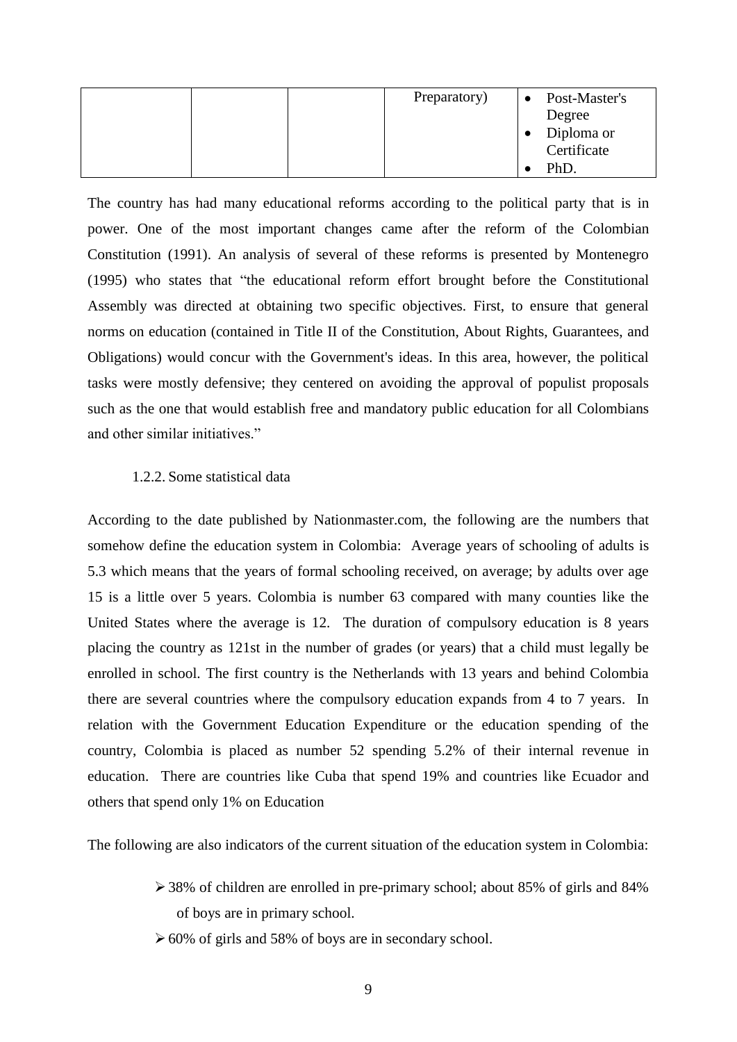|  |  |  | Preparatory) | • Post-Master's Degree<br>• Diploma or Certificate<br>• PhD. |
|---|---|---|---|---|

The country has had many educational reforms according to the political party that is in power. One of the most important changes came after the reform of the Colombian Constitution (1991). An analysis of several of these reforms is presented by Montenegro (1995) who states that "the educational reform effort brought before the Constitutional Assembly was directed at obtaining two specific objectives. First, to ensure that general norms on education (contained in Title II of the Constitution, About Rights, Guarantees, and Obligations) would concur with the Government's ideas. In this area, however, the political tasks were mostly defensive; they centered on avoiding the approval of populist proposals such as the one that would establish free and mandatory public education for all Colombians and other similar initiatives."

### 1.2.2. Some statistical data

According to the date published by Nationmaster.com, the following are the numbers that somehow define the education system in Colombia: Average years of schooling of adults is 5.3 which means that the years of formal schooling received, on average; by adults over age 15 is a little over 5 years. Colombia is number 63 compared with many counties like the United States where the average is 12. The duration of compulsory education is 8 years placing the country as 121st in the number of grades (or years) that a child must legally be enrolled in school. The first country is the Netherlands with 13 years and behind Colombia there are several countries where the compulsory education expands from 4 to 7 years. In relation with the Government Education Expenditure or the education spending of the country, Colombia is placed as number 52 spending 5.2% of their internal revenue in education. There are countries like Cuba that spend 19% and countries like Ecuador and others that spend only 1% on Education

The following are also indicators of the current situation of the education system in Colombia:

- 38% of children are enrolled in pre-primary school; about 85% of girls and 84% of boys are in primary school.
- 60% of girls and 58% of boys are in secondary school.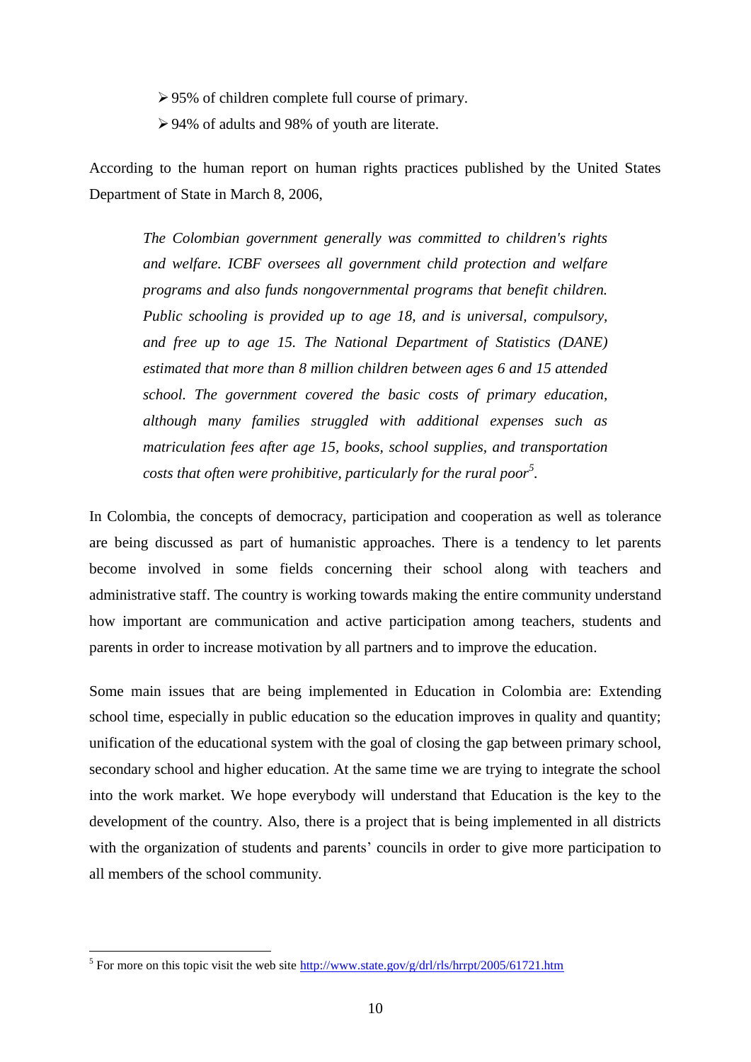- 95% of children complete full course of primary.
- 94% of adults and 98% of youth are literate.

According to the human report on human rights practices published by the United States Department of State in March 8, 2006,

> *The Colombian government generally was committed to children's rights and welfare. ICBF oversees all government child protection and welfare programs and also funds nongovernmental programs that benefit children. Public schooling is provided up to age 18, and is universal, compulsory, and free up to age 15. The National Department of Statistics (DANE) estimated that more than 8 million children between ages 6 and 15 attended school. The government covered the basic costs of primary education, although many families struggled with additional expenses such as matriculation fees after age 15, books, school supplies, and transportation costs that often were prohibitive, particularly for the rural poor*[5].

In Colombia, the concepts of democracy, participation and cooperation as well as tolerance are being discussed as part of humanistic approaches. There is a tendency to let parents become involved in some fields concerning their school along with teachers and administrative staff. The country is working towards making the entire community understand how important are communication and active participation among teachers, students and parents in order to increase motivation by all partners and to improve the education.

Some main issues that are being implemented in Education in Colombia are: Extending school time, especially in public education so the education improves in quality and quantity; unification of the educational system with the goal of closing the gap between primary school, secondary school and higher education. At the same time we are trying to integrate the school into the work market. We hope everybody will understand that Education is the key to the development of the country. Also, there is a project that is being implemented in all districts with the organization of students and parents' councils in order to give more participation to all members of the school community.

---

[5] For more on this topic visit the web site http://www.state.gov/g/drl/rls/hrrpt/2005/61721.htm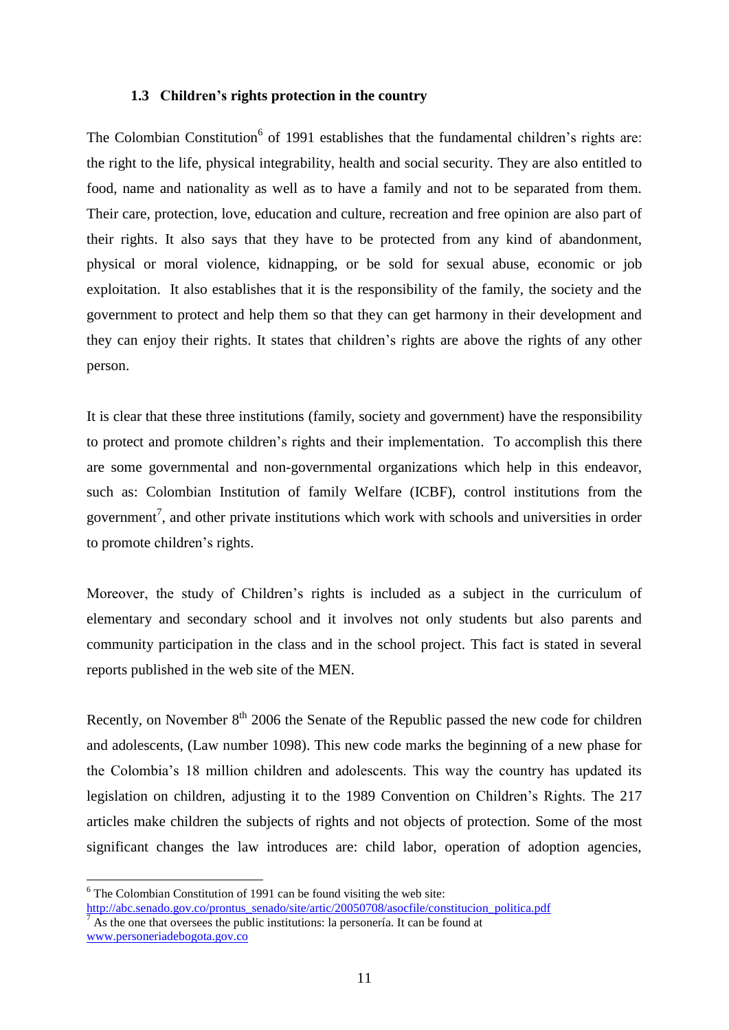### 1.3 Children's rights protection in the country

The Colombian Constitution[6] of 1991 establishes that the fundamental children's rights are: the right to the life, physical integrability, health and social security. They are also entitled to food, name and nationality as well as to have a family and not to be separated from them. Their care, protection, love, education and culture, recreation and free opinion are also part of their rights. It also says that they have to be protected from any kind of abandonment, physical or moral violence, kidnapping, or be sold for sexual abuse, economic or job exploitation. It also establishes that it is the responsibility of the family, the society and the government to protect and help them so that they can get harmony in their development and they can enjoy their rights. It states that children's rights are above the rights of any other person.

It is clear that these three institutions (family, society and government) have the responsibility to protect and promote children's rights and their implementation. To accomplish this there are some governmental and non-governmental organizations which help in this endeavor, such as: Colombian Institution of family Welfare (ICBF), control institutions from the government[7], and other private institutions which work with schools and universities in order to promote children's rights.

Moreover, the study of Children's rights is included as a subject in the curriculum of elementary and secondary school and it involves not only students but also parents and community participation in the class and in the school project. This fact is stated in several reports published in the web site of the MEN.

Recently, on November 8th 2006 the Senate of the Republic passed the new code for children and adolescents, (Law number 1098). This new code marks the beginning of a new phase for the Colombia's 18 million children and adolescents. This way the country has updated its legislation on children, adjusting it to the 1989 Convention on Children's Rights. The 217 articles make children the subjects of rights and not objects of protection. Some of the most significant changes the law introduces are: child labor, operation of adoption agencies,

---

[6] The Colombian Constitution of 1991 can be found visiting the web site: http://abc.senado.gov.co/prontus_senado/site/artic/20050708/asocfile/constitucion_politica.pdf

[7] As the one that oversees the public institutions: la personería. It can be found at www.personeriadebogota.gov.co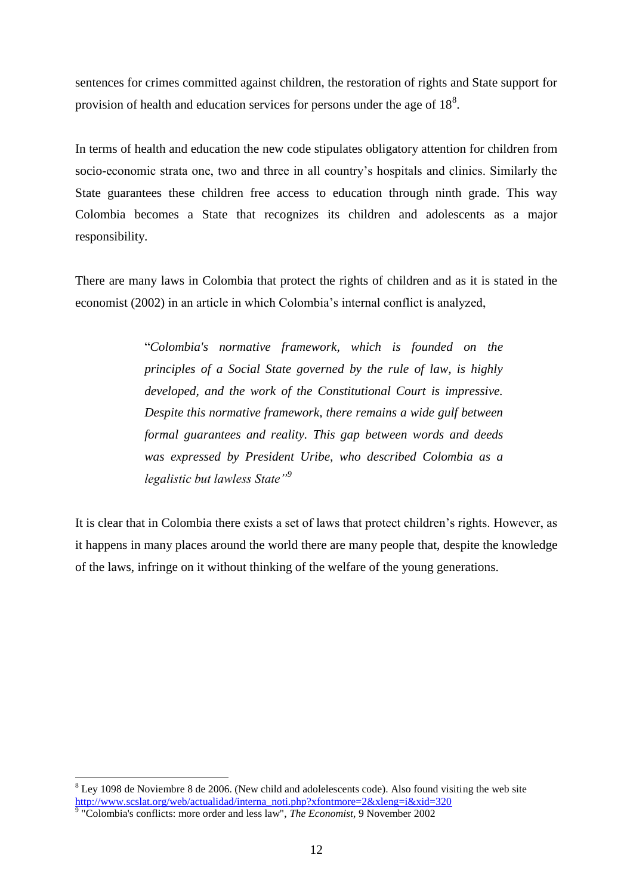sentences for crimes committed against children, the restoration of rights and State support for provision of health and education services for persons under the age of 18[8].

In terms of health and education the new code stipulates obligatory attention for children from socio-economic strata one, two and three in all country's hospitals and clinics. Similarly the State guarantees these children free access to education through ninth grade. This way Colombia becomes a State that recognizes its children and adolescents as a major responsibility.

There are many laws in Colombia that protect the rights of children and as it is stated in the economist (2002) in an article in which Colombia's internal conflict is analyzed,

> "*Colombia's normative framework, which is founded on the principles of a Social State governed by the rule of law, is highly developed, and the work of the Constitutional Court is impressive. Despite this normative framework, there remains a wide gulf between formal guarantees and reality. This gap between words and deeds was expressed by President Uribe, who described Colombia as a legalistic but lawless State*"[9]

It is clear that in Colombia there exists a set of laws that protect children's rights. However, as it happens in many places around the world there are many people that, despite the knowledge of the laws, infringe on it without thinking of the welfare of the young generations.

---

[8] Ley 1098 de Noviembre 8 de 2006. (New child and adolelescents code). Also found visiting the web site http://www.scslat.org/web/actualidad/interna_noti.php?xfontmore=2&xleng=i&xid=320

[9] "Colombia's conflicts: more order and less law", *The Economist*, 9 November 2002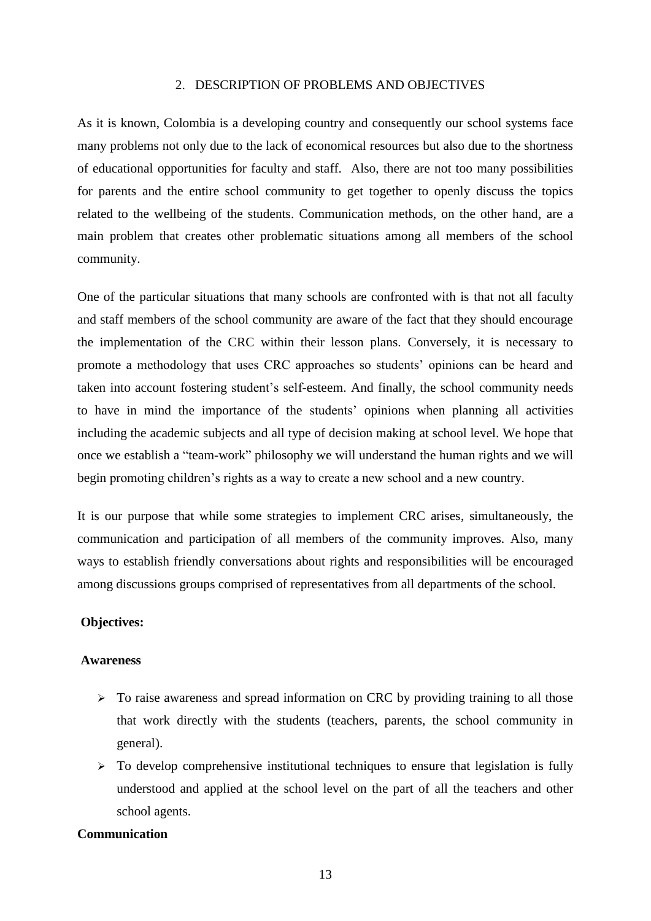## 2. DESCRIPTION OF PROBLEMS AND OBJECTIVES

As it is known, Colombia is a developing country and consequently our school systems face many problems not only due to the lack of economical resources but also due to the shortness of educational opportunities for faculty and staff. Also, there are not too many possibilities for parents and the entire school community to get together to openly discuss the topics related to the wellbeing of the students. Communication methods, on the other hand, are a main problem that creates other problematic situations among all members of the school community.

One of the particular situations that many schools are confronted with is that not all faculty and staff members of the school community are aware of the fact that they should encourage the implementation of the CRC within their lesson plans. Conversely, it is necessary to promote a methodology that uses CRC approaches so students' opinions can be heard and taken into account fostering student's self-esteem. And finally, the school community needs to have in mind the importance of the students' opinions when planning all activities including the academic subjects and all type of decision making at school level. We hope that once we establish a "team-work" philosophy we will understand the human rights and we will begin promoting children's rights as a way to create a new school and a new country.

It is our purpose that while some strategies to implement CRC arises, simultaneously, the communication and participation of all members of the community improves. Also, many ways to establish friendly conversations about rights and responsibilities will be encouraged among discussions groups comprised of representatives from all departments of the school.

**Objectives:**

**Awareness**

- To raise awareness and spread information on CRC by providing training to all those that work directly with the students (teachers, parents, the school community in general).
- To develop comprehensive institutional techniques to ensure that legislation is fully understood and applied at the school level on the part of all the teachers and other school agents.

**Communication**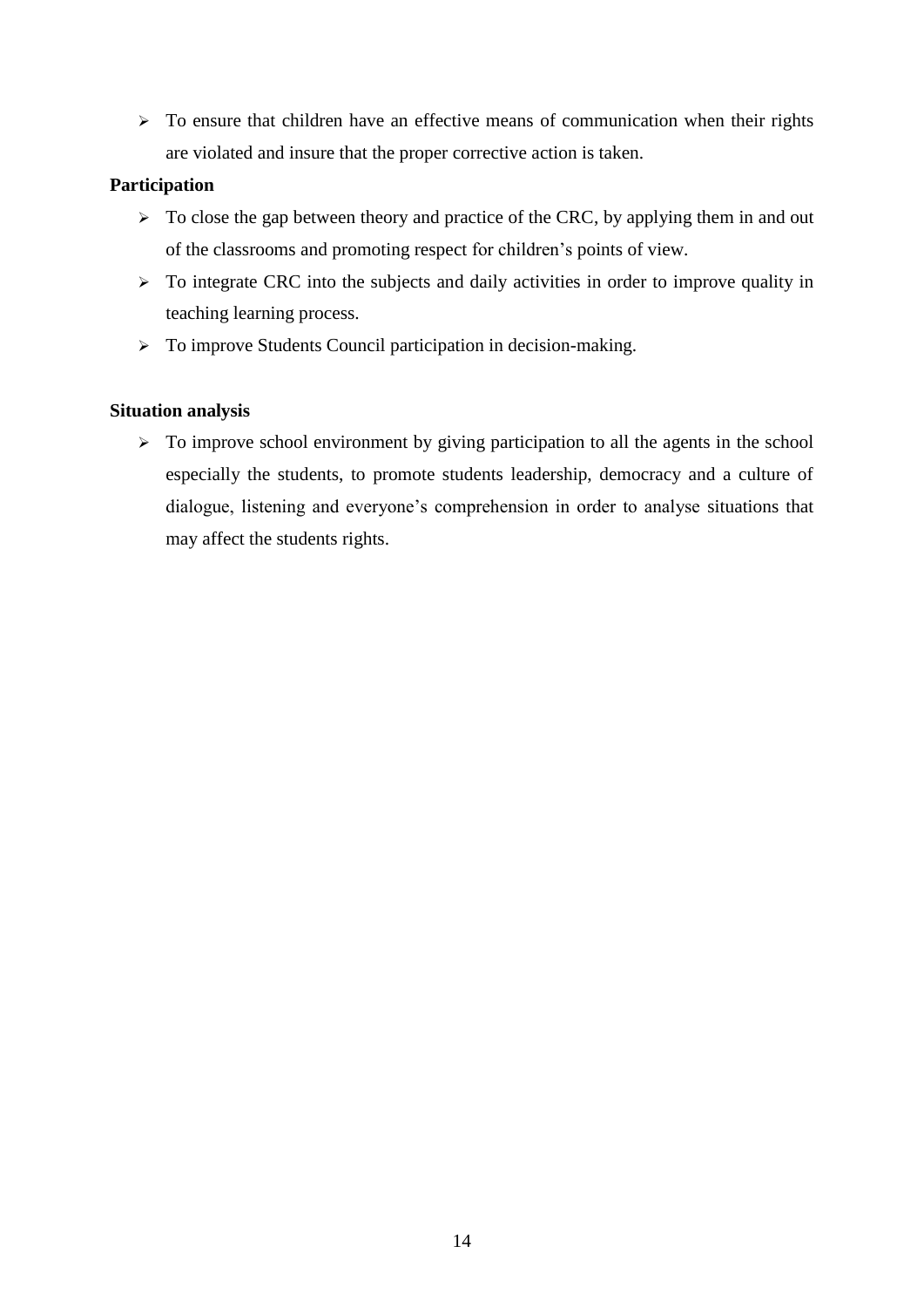- To ensure that children have an effective means of communication when their rights are violated and insure that the proper corrective action is taken.

**Participation**

- To close the gap between theory and practice of the CRC, by applying them in and out of the classrooms and promoting respect for children's points of view.
- To integrate CRC into the subjects and daily activities in order to improve quality in teaching learning process.
- To improve Students Council participation in decision-making.

**Situation analysis**

- To improve school environment by giving participation to all the agents in the school especially the students, to promote students leadership, democracy and a culture of dialogue, listening and everyone's comprehension in order to analyse situations that may affect the students rights.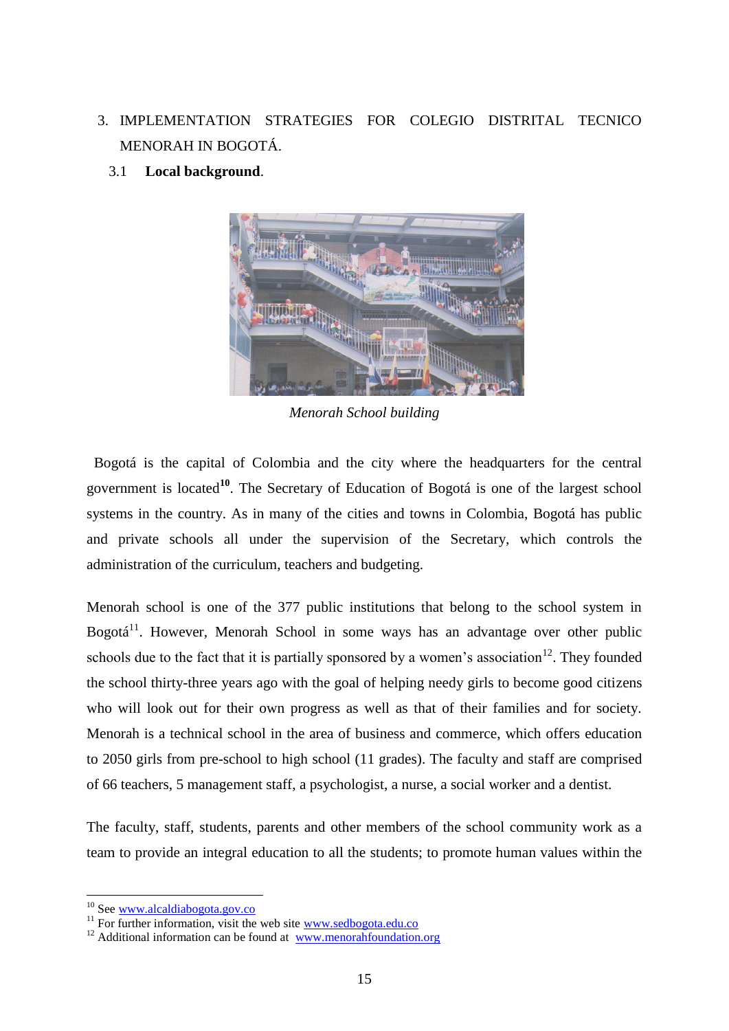## 3. IMPLEMENTATION STRATEGIES FOR COLEGIO DISTRITAL TECNICO MENORAH IN BOGOTÁ.

### 3.1 Local background.

*Menorah School building*

Bogotá is the capital of Colombia and the city where the headquarters for the central government is located[10]. The Secretary of Education of Bogotá is one of the largest school systems in the country. As in many of the cities and towns in Colombia, Bogotá has public and private schools all under the supervision of the Secretary, which controls the administration of the curriculum, teachers and budgeting.

Menorah school is one of the 377 public institutions that belong to the school system in Bogotá[11]. However, Menorah School in some ways has an advantage over other public schools due to the fact that it is partially sponsored by a women's association[12]. They founded the school thirty-three years ago with the goal of helping needy girls to become good citizens who will look out for their own progress as well as that of their families and for society. Menorah is a technical school in the area of business and commerce, which offers education to 2050 girls from pre-school to high school (11 grades). The faculty and staff are comprised of 66 teachers, 5 management staff, a psychologist, a nurse, a social worker and a dentist.

The faculty, staff, students, parents and other members of the school community work as a team to provide an integral education to all the students; to promote human values within the

---

[10] See www.alcaldiabogota.gov.co

[11] For further information, visit the web site www.sedbogota.edu.co

[12] Additional information can be found at www.menorahfoundation.org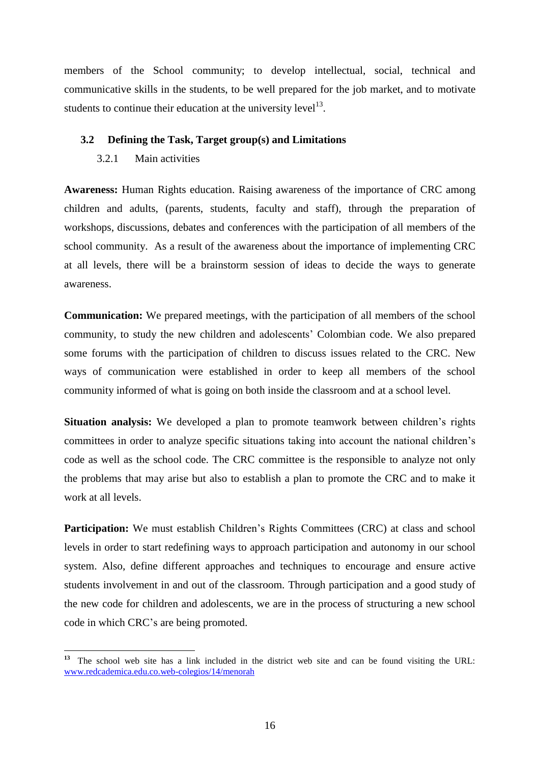members of the School community; to develop intellectual, social, technical and communicative skills in the students, to be well prepared for the job market, and to motivate students to continue their education at the university level[13].

## 3.2 Defining the Task, Target group(s) and Limitations

### 3.2.1 Main activities

**Awareness:** Human Rights education. Raising awareness of the importance of CRC among children and adults, (parents, students, faculty and staff), through the preparation of workshops, discussions, debates and conferences with the participation of all members of the school community. As a result of the awareness about the importance of implementing CRC at all levels, there will be a brainstorm session of ideas to decide the ways to generate awareness.

**Communication:** We prepared meetings, with the participation of all members of the school community, to study the new children and adolescents' Colombian code. We also prepared some forums with the participation of children to discuss issues related to the CRC. New ways of communication were established in order to keep all members of the school community informed of what is going on both inside the classroom and at a school level.

**Situation analysis:** We developed a plan to promote teamwork between children's rights committees in order to analyze specific situations taking into account the national children's code as well as the school code. The CRC committee is the responsible to analyze not only the problems that may arise but also to establish a plan to promote the CRC and to make it work at all levels.

**Participation:** We must establish Children's Rights Committees (CRC) at class and school levels in order to start redefining ways to approach participation and autonomy in our school system. Also, define different approaches and techniques to encourage and ensure active students involvement in and out of the classroom. Through participation and a good study of the new code for children and adolescents, we are in the process of structuring a new school code in which CRC's are being promoted.

---

[13] The school web site has a link included in the district web site and can be found visiting the URL: www.redcademica.edu.co.web-colegios/14/menorah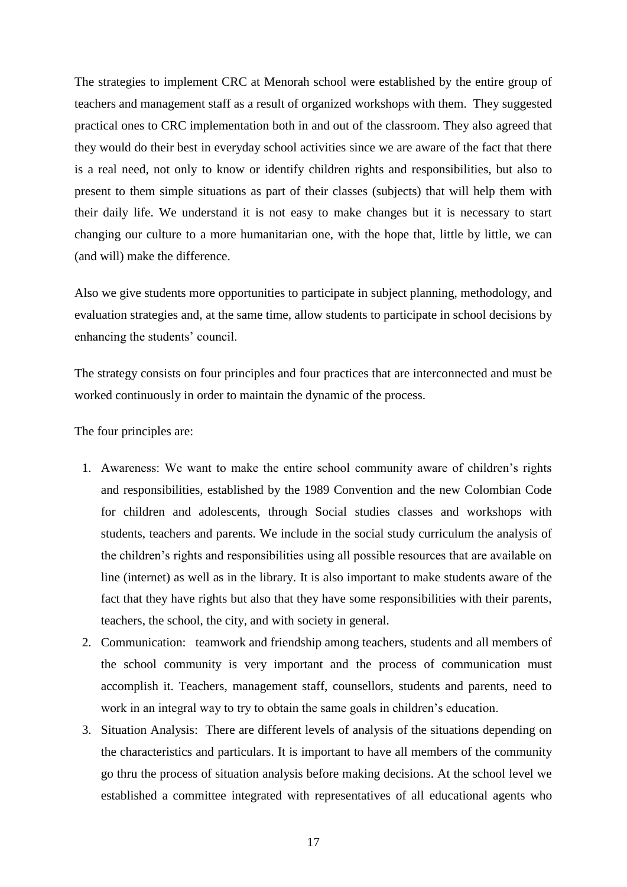The strategies to implement CRC at Menorah school were established by the entire group of teachers and management staff as a result of organized workshops with them. They suggested practical ones to CRC implementation both in and out of the classroom. They also agreed that they would do their best in everyday school activities since we are aware of the fact that there is a real need, not only to know or identify children rights and responsibilities, but also to present to them simple situations as part of their classes (subjects) that will help them with their daily life. We understand it is not easy to make changes but it is necessary to start changing our culture to a more humanitarian one, with the hope that, little by little, we can (and will) make the difference.

Also we give students more opportunities to participate in subject planning, methodology, and evaluation strategies and, at the same time, allow students to participate in school decisions by enhancing the students' council.

The strategy consists on four principles and four practices that are interconnected and must be worked continuously in order to maintain the dynamic of the process.

The four principles are:

1. Awareness: We want to make the entire school community aware of children's rights and responsibilities, established by the 1989 Convention and the new Colombian Code for children and adolescents, through Social studies classes and workshops with students, teachers and parents. We include in the social study curriculum the analysis of the children's rights and responsibilities using all possible resources that are available on line (internet) as well as in the library. It is also important to make students aware of the fact that they have rights but also that they have some responsibilities with their parents, teachers, the school, the city, and with society in general.
2. Communication: teamwork and friendship among teachers, students and all members of the school community is very important and the process of communication must accomplish it. Teachers, management staff, counsellors, students and parents, need to work in an integral way to try to obtain the same goals in children's education.
3. Situation Analysis: There are different levels of analysis of the situations depending on the characteristics and particulars. It is important to have all members of the community go thru the process of situation analysis before making decisions. At the school level we established a committee integrated with representatives of all educational agents who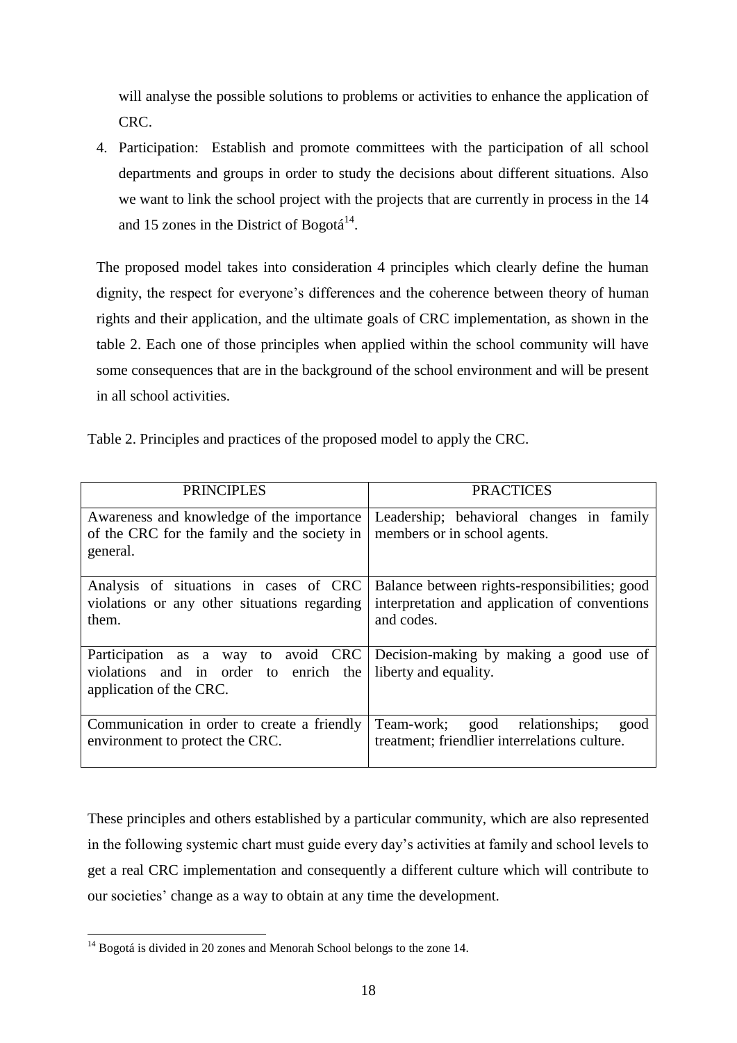will analyse the possible solutions to problems or activities to enhance the application of CRC.

4. Participation: Establish and promote committees with the participation of all school departments and groups in order to study the decisions about different situations. Also we want to link the school project with the projects that are currently in process in the 14 and 15 zones in the District of Bogotá[14].

The proposed model takes into consideration 4 principles which clearly define the human dignity, the respect for everyone's differences and the coherence between theory of human rights and their application, and the ultimate goals of CRC implementation, as shown in the table 2. Each one of those principles when applied within the school community will have some consequences that are in the background of the school environment and will be present in all school activities.

Table 2. Principles and practices of the proposed model to apply the CRC.

| PRINCIPLES | PRACTICES |
|---|---|
| Awareness and knowledge of the importance of the CRC for the family and the society in general. | Leadership; behavioral changes in family members or in school agents. |
| Analysis of situations in cases of CRC violations or any other situations regarding them. | Balance between rights-responsibilities; good interpretation and application of conventions and codes. |
| Participation as a way to avoid CRC violations and in order to enrich the application of the CRC. | Decision-making by making a good use of liberty and equality. |
| Communication in order to create a friendly environment to protect the CRC. | Team-work; good relationships; good treatment; friendlier interrelations culture. |

These principles and others established by a particular community, which are also represented in the following systemic chart must guide every day's activities at family and school levels to get a real CRC implementation and consequently a different culture which will contribute to our societies' change as a way to obtain at any time the development.

[14] Bogotá is divided in 20 zones and Menorah School belongs to the zone 14.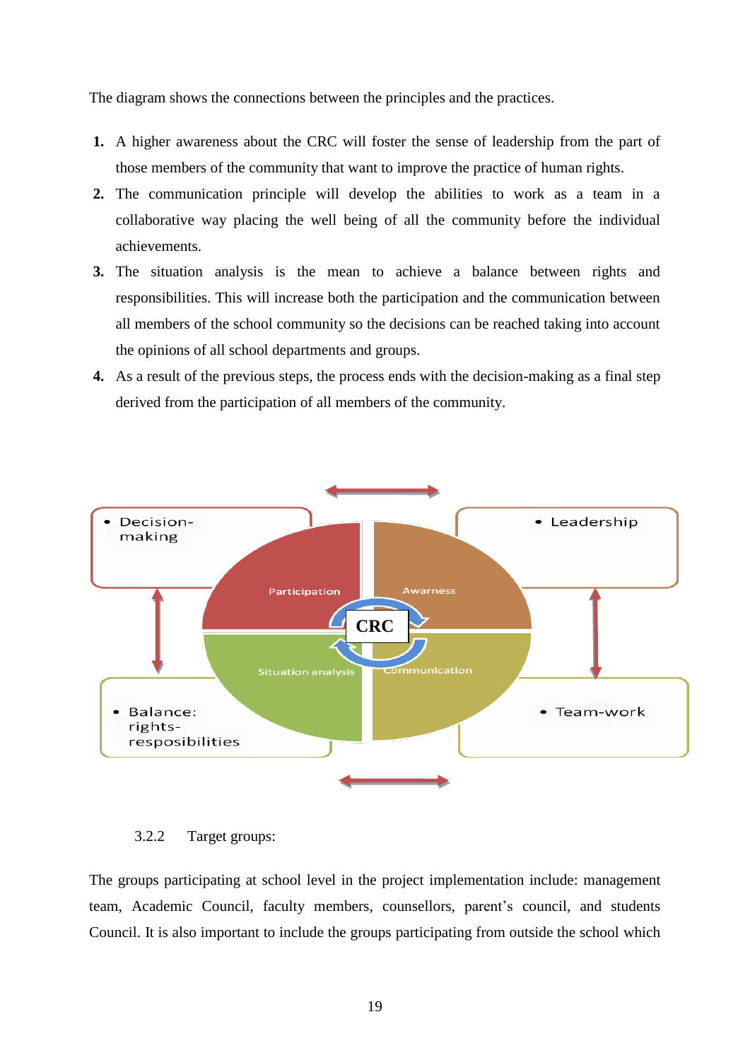The diagram shows the connections between the principles and the practices.

1. A higher awareness about the CRC will foster the sense of leadership from the part of those members of the community that want to improve the practice of human rights.
2. The communication principle will develop the abilities to work as a team in a collaborative way placing the well being of all the community before the individual achievements.
3. The situation analysis is the mean to achieve a balance between rights and responsibilities. This will increase both the participation and the communication between all members of the school community so the decisions can be reached taking into account the opinions of all school departments and groups.
4. As a result of the previous steps, the process ends with the decision-making as a final step derived from the participation of all members of the community.

- Decision-making
- Leadership
- Balance: rights-resposibilities
- Team-work

Participation, Awarness, Situation analysis, Communication, CRC

### 3.2.2 Target groups:

The groups participating at school level in the project implementation include: management team, Academic Council, faculty members, counsellors, parent's council, and students Council. It is also important to include the groups participating from outside the school which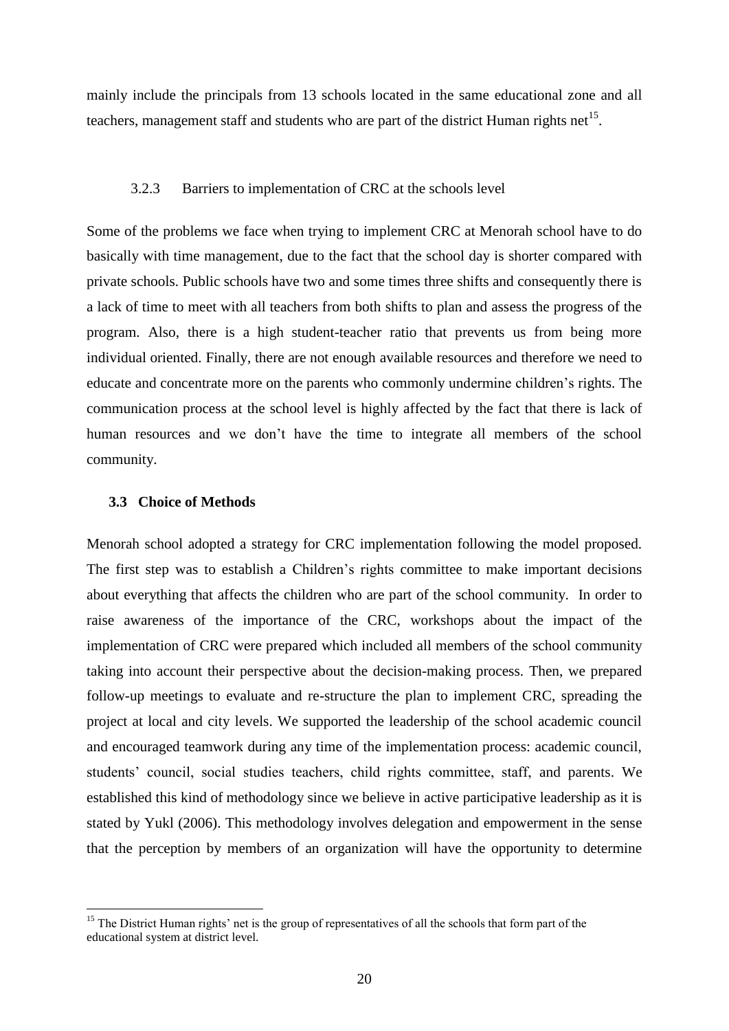mainly include the principals from 13 schools located in the same educational zone and all teachers, management staff and students who are part of the district Human rights net[15].

#### 3.2.3 Barriers to implementation of CRC at the schools level

Some of the problems we face when trying to implement CRC at Menorah school have to do basically with time management, due to the fact that the school day is shorter compared with private schools. Public schools have two and some times three shifts and consequently there is a lack of time to meet with all teachers from both shifts to plan and assess the progress of the program. Also, there is a high student-teacher ratio that prevents us from being more individual oriented. Finally, there are not enough available resources and therefore we need to educate and concentrate more on the parents who commonly undermine children's rights. The communication process at the school level is highly affected by the fact that there is lack of human resources and we don't have the time to integrate all members of the school community.

### 3.3 Choice of Methods

Menorah school adopted a strategy for CRC implementation following the model proposed. The first step was to establish a Children's rights committee to make important decisions about everything that affects the children who are part of the school community. In order to raise awareness of the importance of the CRC, workshops about the impact of the implementation of CRC were prepared which included all members of the school community taking into account their perspective about the decision-making process. Then, we prepared follow-up meetings to evaluate and re-structure the plan to implement CRC, spreading the project at local and city levels. We supported the leadership of the school academic council and encouraged teamwork during any time of the implementation process: academic council, students' council, social studies teachers, child rights committee, staff, and parents. We established this kind of methodology since we believe in active participative leadership as it is stated by Yukl (2006). This methodology involves delegation and empowerment in the sense that the perception by members of an organization will have the opportunity to determine

[15] The District Human rights' net is the group of representatives of all the schools that form part of the educational system at district level.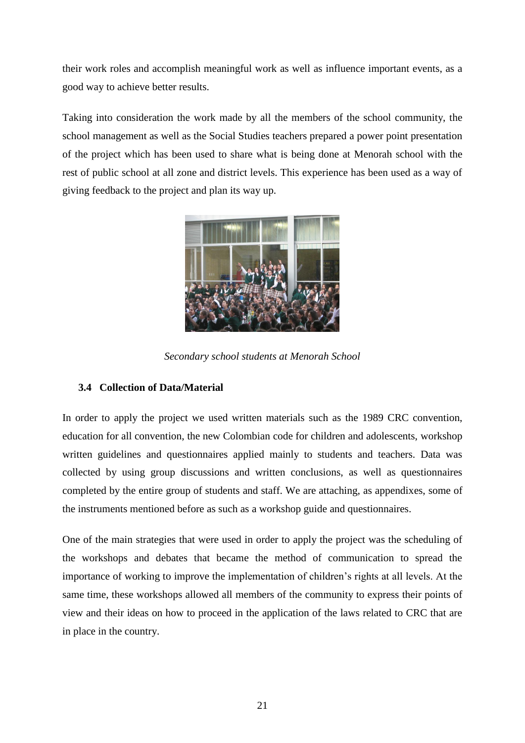their work roles and accomplish meaningful work as well as influence important events, as a good way to achieve better results.

Taking into consideration the work made by all the members of the school community, the school management as well as the Social Studies teachers prepared a power point presentation of the project which has been used to share what is being done at Menorah school with the rest of public school at all zone and district levels. This experience has been used as a way of giving feedback to the project and plan its way up.

*Secondary school students at Menorah School*

### 3.4 Collection of Data/Material

In order to apply the project we used written materials such as the 1989 CRC convention, education for all convention, the new Colombian code for children and adolescents, workshop written guidelines and questionnaires applied mainly to students and teachers. Data was collected by using group discussions and written conclusions, as well as questionnaires completed by the entire group of students and staff. We are attaching, as appendixes, some of the instruments mentioned before as such as a workshop guide and questionnaires.

One of the main strategies that were used in order to apply the project was the scheduling of the workshops and debates that became the method of communication to spread the importance of working to improve the implementation of children's rights at all levels. At the same time, these workshops allowed all members of the community to express their points of view and their ideas on how to proceed in the application of the laws related to CRC that are in place in the country.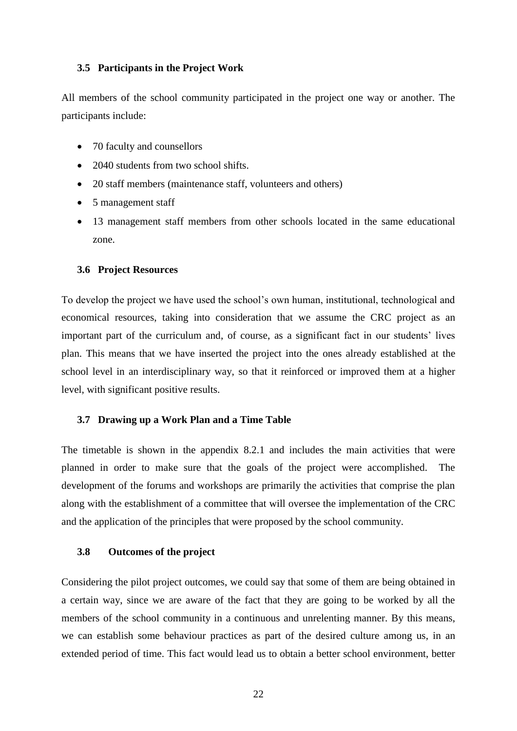### 3.5 Participants in the Project Work

All members of the school community participated in the project one way or another. The participants include:

- 70 faculty and counsellors
- 2040 students from two school shifts.
- 20 staff members (maintenance staff, volunteers and others)
- 5 management staff
- 13 management staff members from other schools located in the same educational zone.

### 3.6 Project Resources

To develop the project we have used the school's own human, institutional, technological and economical resources, taking into consideration that we assume the CRC project as an important part of the curriculum and, of course, as a significant fact in our students' lives plan. This means that we have inserted the project into the ones already established at the school level in an interdisciplinary way, so that it reinforced or improved them at a higher level, with significant positive results.

### 3.7 Drawing up a Work Plan and a Time Table

The timetable is shown in the appendix 8.2.1 and includes the main activities that were planned in order to make sure that the goals of the project were accomplished. The development of the forums and workshops are primarily the activities that comprise the plan along with the establishment of a committee that will oversee the implementation of the CRC and the application of the principles that were proposed by the school community.

### 3.8 Outcomes of the project

Considering the pilot project outcomes, we could say that some of them are being obtained in a certain way, since we are aware of the fact that they are going to be worked by all the members of the school community in a continuous and unrelenting manner. By this means, we can establish some behaviour practices as part of the desired culture among us, in an extended period of time. This fact would lead us to obtain a better school environment, better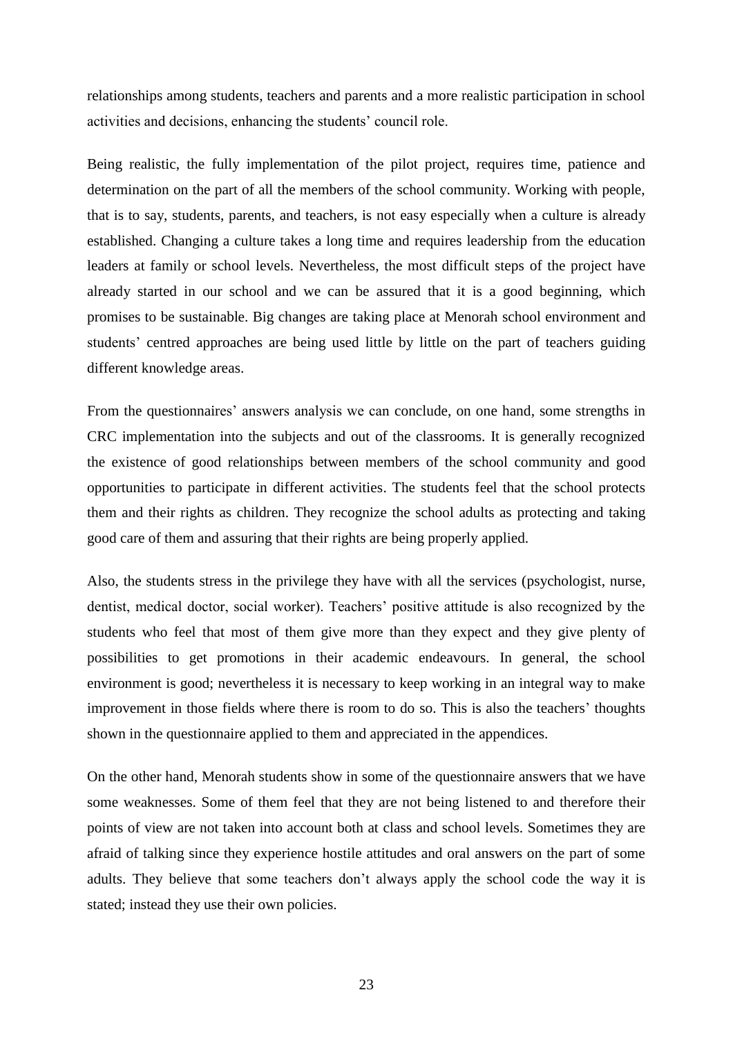relationships among students, teachers and parents and a more realistic participation in school activities and decisions, enhancing the students' council role.

Being realistic, the fully implementation of the pilot project, requires time, patience and determination on the part of all the members of the school community. Working with people, that is to say, students, parents, and teachers, is not easy especially when a culture is already established. Changing a culture takes a long time and requires leadership from the education leaders at family or school levels. Nevertheless, the most difficult steps of the project have already started in our school and we can be assured that it is a good beginning, which promises to be sustainable. Big changes are taking place at Menorah school environment and students' centred approaches are being used little by little on the part of teachers guiding different knowledge areas.

From the questionnaires' answers analysis we can conclude, on one hand, some strengths in CRC implementation into the subjects and out of the classrooms. It is generally recognized the existence of good relationships between members of the school community and good opportunities to participate in different activities. The students feel that the school protects them and their rights as children. They recognize the school adults as protecting and taking good care of them and assuring that their rights are being properly applied.

Also, the students stress in the privilege they have with all the services (psychologist, nurse, dentist, medical doctor, social worker). Teachers' positive attitude is also recognized by the students who feel that most of them give more than they expect and they give plenty of possibilities to get promotions in their academic endeavours. In general, the school environment is good; nevertheless it is necessary to keep working in an integral way to make improvement in those fields where there is room to do so. This is also the teachers' thoughts shown in the questionnaire applied to them and appreciated in the appendices.

On the other hand, Menorah students show in some of the questionnaire answers that we have some weaknesses. Some of them feel that they are not being listened to and therefore their points of view are not taken into account both at class and school levels. Sometimes they are afraid of talking since they experience hostile attitudes and oral answers on the part of some adults. They believe that some teachers don't always apply the school code the way it is stated; instead they use their own policies.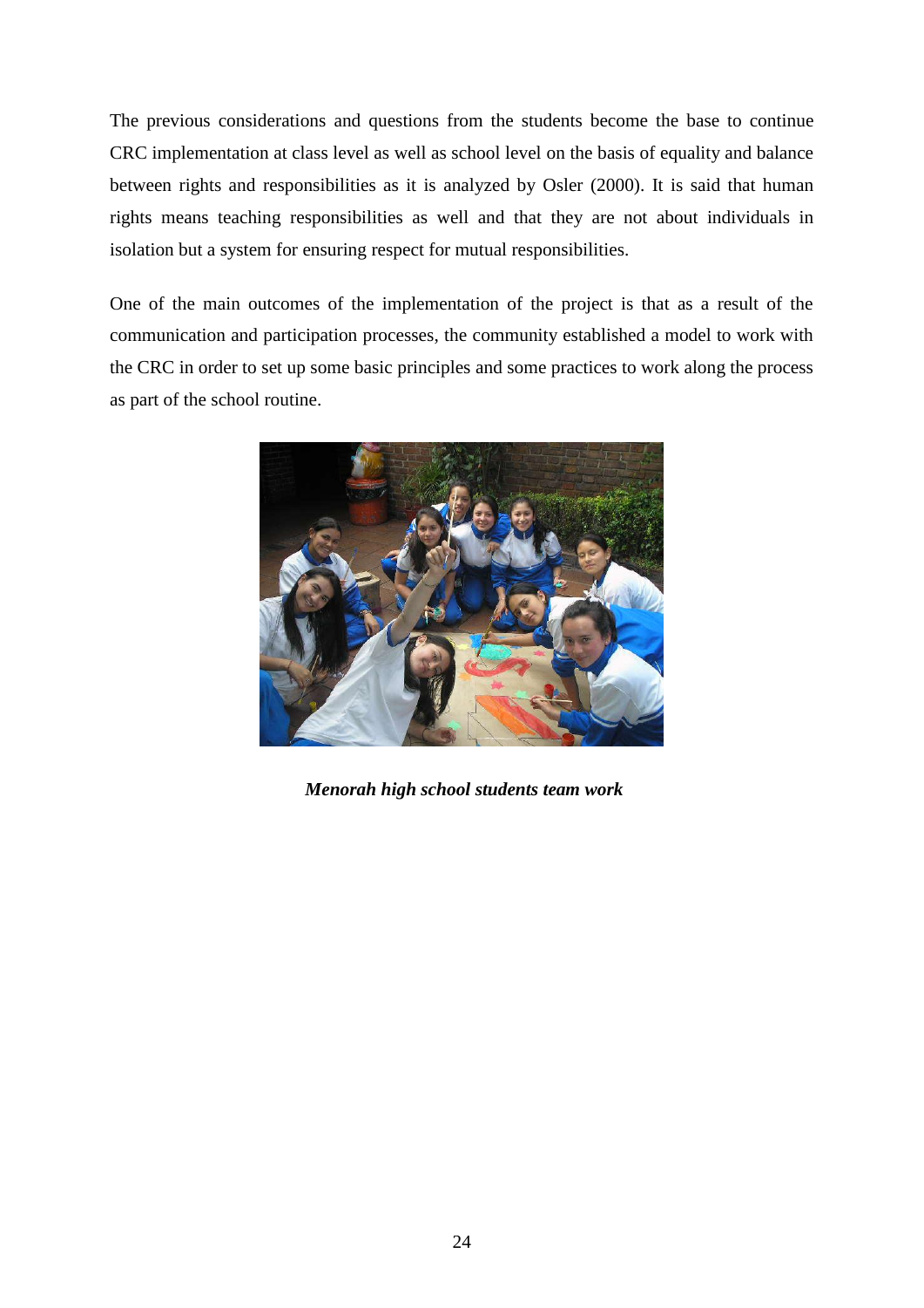The previous considerations and questions from the students become the base to continue CRC implementation at class level as well as school level on the basis of equality and balance between rights and responsibilities as it is analyzed by Osler (2000). It is said that human rights means teaching responsibilities as well and that they are not about individuals in isolation but a system for ensuring respect for mutual responsibilities.

One of the main outcomes of the implementation of the project is that as a result of the communication and participation processes, the community established a model to work with the CRC in order to set up some basic principles and some practices to work along the process as part of the school routine.

***Menorah high school students team work***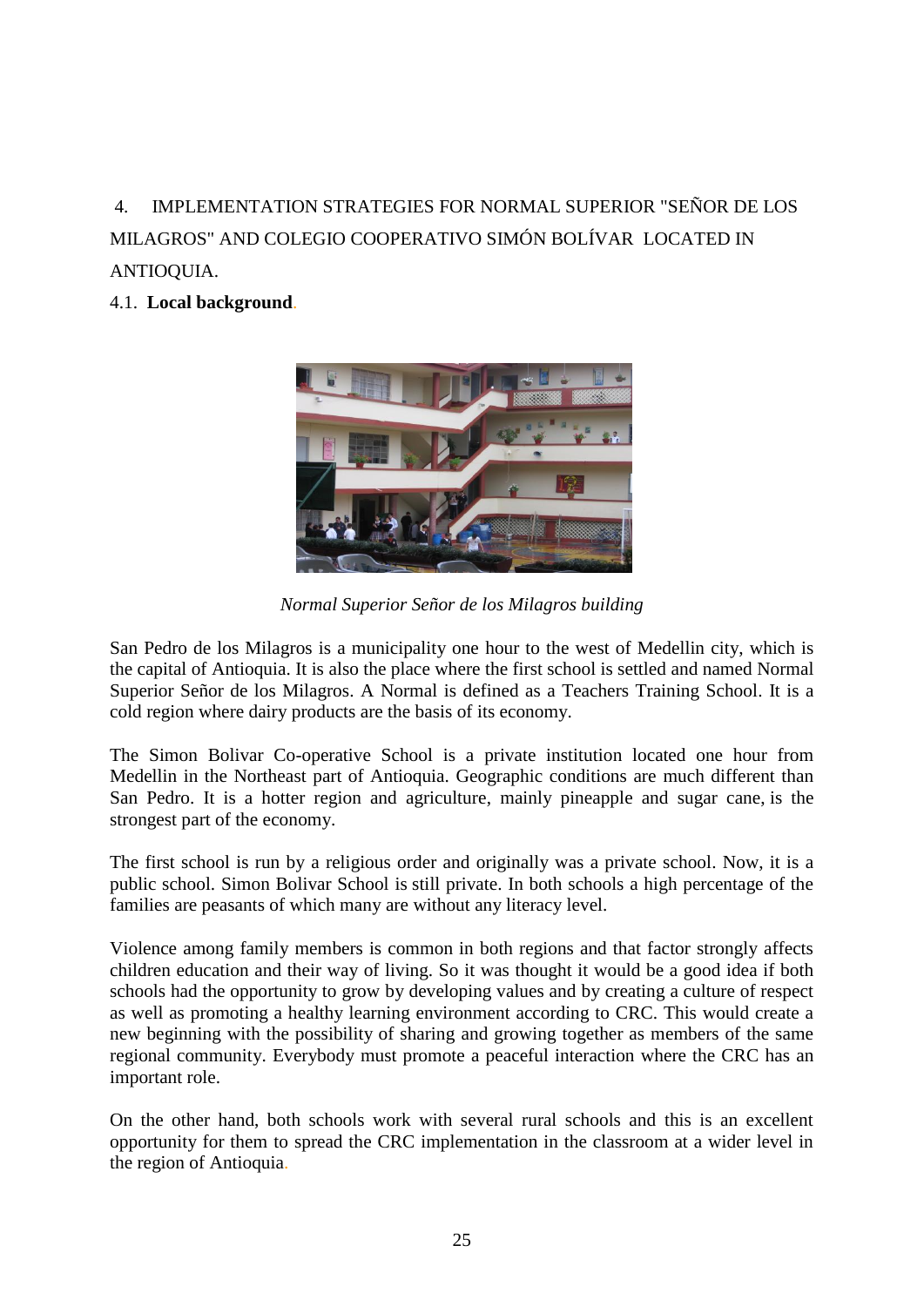## 4. IMPLEMENTATION STRATEGIES FOR NORMAL SUPERIOR "SEÑOR DE LOS MILAGROS" AND COLEGIO COOPERATIVO SIMÓN BOLÍVAR LOCATED IN ANTIOQUIA.

### 4.1. Local background.

*Normal Superior Señor de los Milagros building*

San Pedro de los Milagros is a municipality one hour to the west of Medellin city, which is the capital of Antioquia. It is also the place where the first school is settled and named Normal Superior Señor de los Milagros. A Normal is defined as a Teachers Training School. It is a cold region where dairy products are the basis of its economy.

The Simon Bolivar Co-operative School is a private institution located one hour from Medellin in the Northeast part of Antioquia. Geographic conditions are much different than San Pedro. It is a hotter region and agriculture, mainly pineapple and sugar cane, is the strongest part of the economy.

The first school is run by a religious order and originally was a private school. Now, it is a public school. Simon Bolivar School is still private. In both schools a high percentage of the families are peasants of which many are without any literacy level.

Violence among family members is common in both regions and that factor strongly affects children education and their way of living. So it was thought it would be a good idea if both schools had the opportunity to grow by developing values and by creating a culture of respect as well as promoting a healthy learning environment according to CRC. This would create a new beginning with the possibility of sharing and growing together as members of the same regional community. Everybody must promote a peaceful interaction where the CRC has an important role.

On the other hand, both schools work with several rural schools and this is an excellent opportunity for them to spread the CRC implementation in the classroom at a wider level in the region of Antioquia.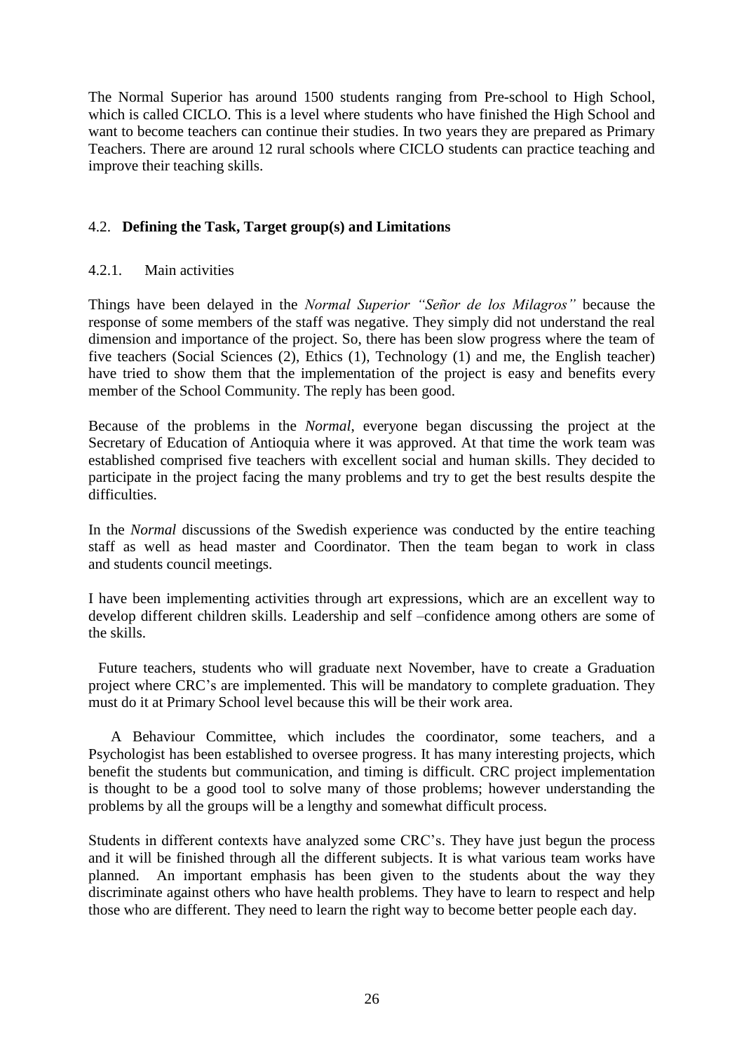The Normal Superior has around 1500 students ranging from Pre-school to High School, which is called CICLO. This is a level where students who have finished the High School and want to become teachers can continue their studies. In two years they are prepared as Primary Teachers. There are around 12 rural schools where CICLO students can practice teaching and improve their teaching skills.

## 4.2. **Defining the Task, Target group(s) and Limitations**

### 4.2.1. Main activities

Things have been delayed in the *Normal Superior "Señor de los Milagros"* because the response of some members of the staff was negative. They simply did not understand the real dimension and importance of the project. So, there has been slow progress where the team of five teachers (Social Sciences (2), Ethics (1), Technology (1) and me, the English teacher) have tried to show them that the implementation of the project is easy and benefits every member of the School Community. The reply has been good.

Because of the problems in the *Normal*, everyone began discussing the project at the Secretary of Education of Antioquia where it was approved. At that time the work team was established comprised five teachers with excellent social and human skills. They decided to participate in the project facing the many problems and try to get the best results despite the difficulties.

In the *Normal* discussions of the Swedish experience was conducted by the entire teaching staff as well as head master and Coordinator. Then the team began to work in class and students council meetings.

I have been implementing activities through art expressions, which are an excellent way to develop different children skills. Leadership and self –confidence among others are some of the skills.

Future teachers, students who will graduate next November, have to create a Graduation project where CRC's are implemented. This will be mandatory to complete graduation. They must do it at Primary School level because this will be their work area.

A Behaviour Committee, which includes the coordinator, some teachers, and a Psychologist has been established to oversee progress. It has many interesting projects, which benefit the students but communication, and timing is difficult. CRC project implementation is thought to be a good tool to solve many of those problems; however understanding the problems by all the groups will be a lengthy and somewhat difficult process.

Students in different contexts have analyzed some CRC's. They have just begun the process and it will be finished through all the different subjects. It is what various team works have planned. An important emphasis has been given to the students about the way they discriminate against others who have health problems. They have to learn to respect and help those who are different. They need to learn the right way to become better people each day.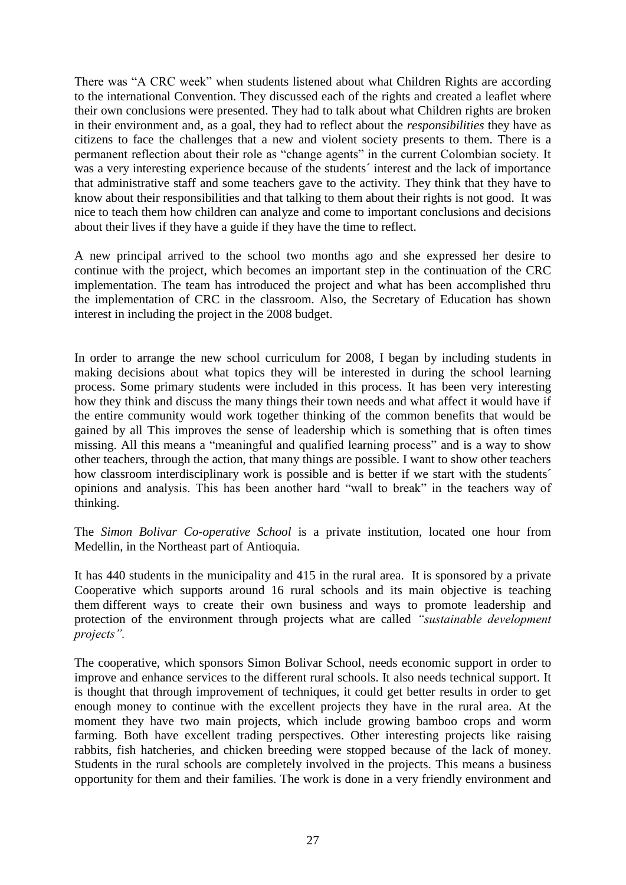There was "A CRC week" when students listened about what Children Rights are according to the international Convention. They discussed each of the rights and created a leaflet where their own conclusions were presented. They had to talk about what Children rights are broken in their environment and, as a goal, they had to reflect about the *responsibilities* they have as citizens to face the challenges that a new and violent society presents to them. There is a permanent reflection about their role as "change agents" in the current Colombian society. It was a very interesting experience because of the students´ interest and the lack of importance that administrative staff and some teachers gave to the activity. They think that they have to know about their responsibilities and that talking to them about their rights is not good. It was nice to teach them how children can analyze and come to important conclusions and decisions about their lives if they have a guide if they have the time to reflect.

A new principal arrived to the school two months ago and she expressed her desire to continue with the project, which becomes an important step in the continuation of the CRC implementation. The team has introduced the project and what has been accomplished thru the implementation of CRC in the classroom. Also, the Secretary of Education has shown interest in including the project in the 2008 budget.

In order to arrange the new school curriculum for 2008, I began by including students in making decisions about what topics they will be interested in during the school learning process. Some primary students were included in this process. It has been very interesting how they think and discuss the many things their town needs and what affect it would have if the entire community would work together thinking of the common benefits that would be gained by all This improves the sense of leadership which is something that is often times missing. All this means a "meaningful and qualified learning process" and is a way to show other teachers, through the action, that many things are possible. I want to show other teachers how classroom interdisciplinary work is possible and is better if we start with the students´ opinions and analysis. This has been another hard "wall to break" in the teachers way of thinking.

The *Simon Bolivar Co-operative School* is a private institution, located one hour from Medellin, in the Northeast part of Antioquia.

It has 440 students in the municipality and 415 in the rural area. It is sponsored by a private Cooperative which supports around 16 rural schools and its main objective is teaching them different ways to create their own business and ways to promote leadership and protection of the environment through projects what are called *"sustainable development projects".*

The cooperative, which sponsors Simon Bolivar School, needs economic support in order to improve and enhance services to the different rural schools. It also needs technical support. It is thought that through improvement of techniques, it could get better results in order to get enough money to continue with the excellent projects they have in the rural area. At the moment they have two main projects, which include growing bamboo crops and worm farming. Both have excellent trading perspectives. Other interesting projects like raising rabbits, fish hatcheries, and chicken breeding were stopped because of the lack of money. Students in the rural schools are completely involved in the projects. This means a business opportunity for them and their families. The work is done in a very friendly environment and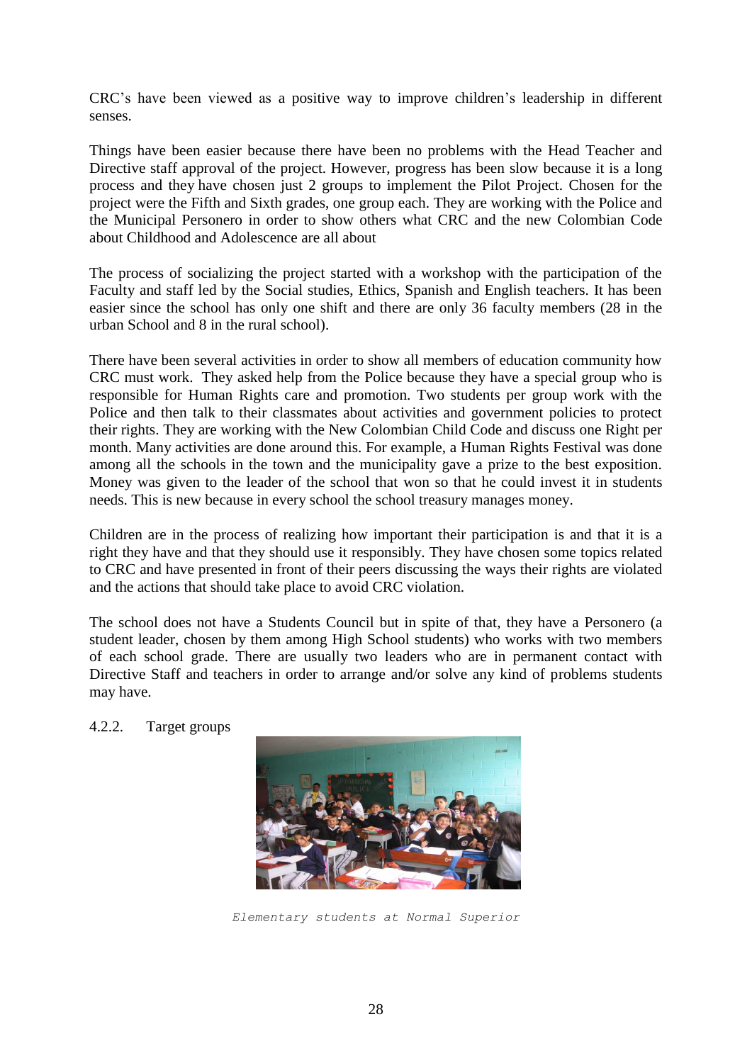CRC's have been viewed as a positive way to improve children's leadership in different senses.

Things have been easier because there have been no problems with the Head Teacher and Directive staff approval of the project. However, progress has been slow because it is a long process and they have chosen just 2 groups to implement the Pilot Project. Chosen for the project were the Fifth and Sixth grades, one group each. They are working with the Police and the Municipal Personero in order to show others what CRC and the new Colombian Code about Childhood and Adolescence are all about

The process of socializing the project started with a workshop with the participation of the Faculty and staff led by the Social studies, Ethics, Spanish and English teachers. It has been easier since the school has only one shift and there are only 36 faculty members (28 in the urban School and 8 in the rural school).

There have been several activities in order to show all members of education community how CRC must work. They asked help from the Police because they have a special group who is responsible for Human Rights care and promotion. Two students per group work with the Police and then talk to their classmates about activities and government policies to protect their rights. They are working with the New Colombian Child Code and discuss one Right per month. Many activities are done around this. For example, a Human Rights Festival was done among all the schools in the town and the municipality gave a prize to the best exposition. Money was given to the leader of the school that won so that he could invest it in students needs. This is new because in every school the school treasury manages money.

Children are in the process of realizing how important their participation is and that it is a right they have and that they should use it responsibly. They have chosen some topics related to CRC and have presented in front of their peers discussing the ways their rights are violated and the actions that should take place to avoid CRC violation.

The school does not have a Students Council but in spite of that, they have a Personero (a student leader, chosen by them among High School students) who works with two members of each school grade. There are usually two leaders who are in permanent contact with Directive Staff and teachers in order to arrange and/or solve any kind of problems students may have.

#### 4.2.2. Target groups

*Elementary students at Normal Superior*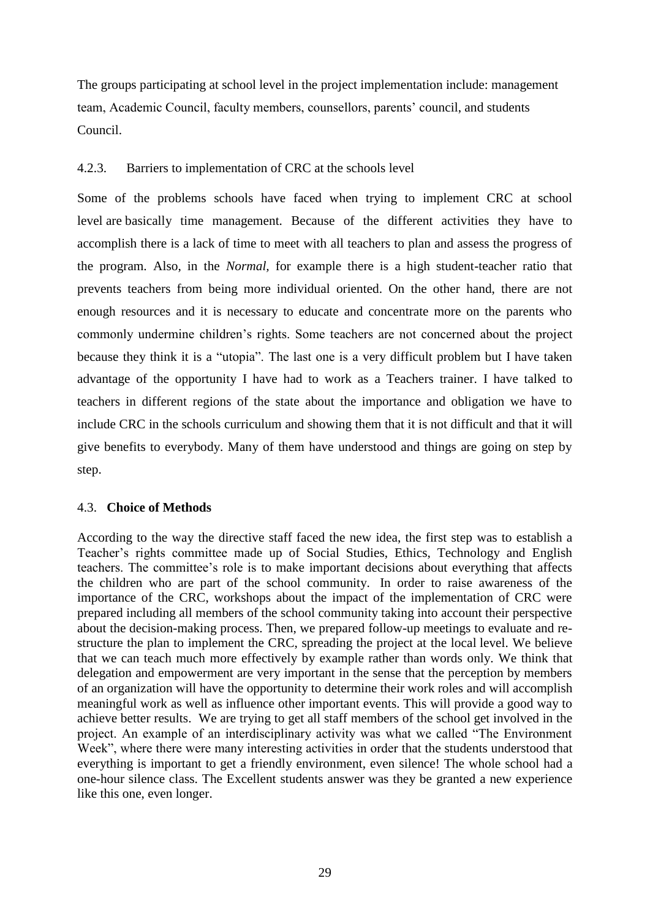The groups participating at school level in the project implementation include: management team, Academic Council, faculty members, counsellors, parents' council, and students Council.

### 4.2.3. Barriers to implementation of CRC at the schools level

Some of the problems schools have faced when trying to implement CRC at school level are basically time management. Because of the different activities they have to accomplish there is a lack of time to meet with all teachers to plan and assess the progress of the program. Also, in the *Normal,* for example there is a high student-teacher ratio that prevents teachers from being more individual oriented. On the other hand, there are not enough resources and it is necessary to educate and concentrate more on the parents who commonly undermine children's rights. Some teachers are not concerned about the project because they think it is a "utopia". The last one is a very difficult problem but I have taken advantage of the opportunity I have had to work as a Teachers trainer. I have talked to teachers in different regions of the state about the importance and obligation we have to include CRC in the schools curriculum and showing them that it is not difficult and that it will give benefits to everybody. Many of them have understood and things are going on step by step.

## 4.3. **Choice of Methods**

According to the way the directive staff faced the new idea, the first step was to establish a Teacher's rights committee made up of Social Studies, Ethics, Technology and English teachers. The committee's role is to make important decisions about everything that affects the children who are part of the school community. In order to raise awareness of the importance of the CRC, workshops about the impact of the implementation of CRC were prepared including all members of the school community taking into account their perspective about the decision-making process. Then, we prepared follow-up meetings to evaluate and re-structure the plan to implement the CRC, spreading the project at the local level. We believe that we can teach much more effectively by example rather than words only. We think that delegation and empowerment are very important in the sense that the perception by members of an organization will have the opportunity to determine their work roles and will accomplish meaningful work as well as influence other important events. This will provide a good way to achieve better results. We are trying to get all staff members of the school get involved in the project. An example of an interdisciplinary activity was what we called "The Environment Week", where there were many interesting activities in order that the students understood that everything is important to get a friendly environment, even silence! The whole school had a one-hour silence class. The Excellent students answer was they be granted a new experience like this one, even longer.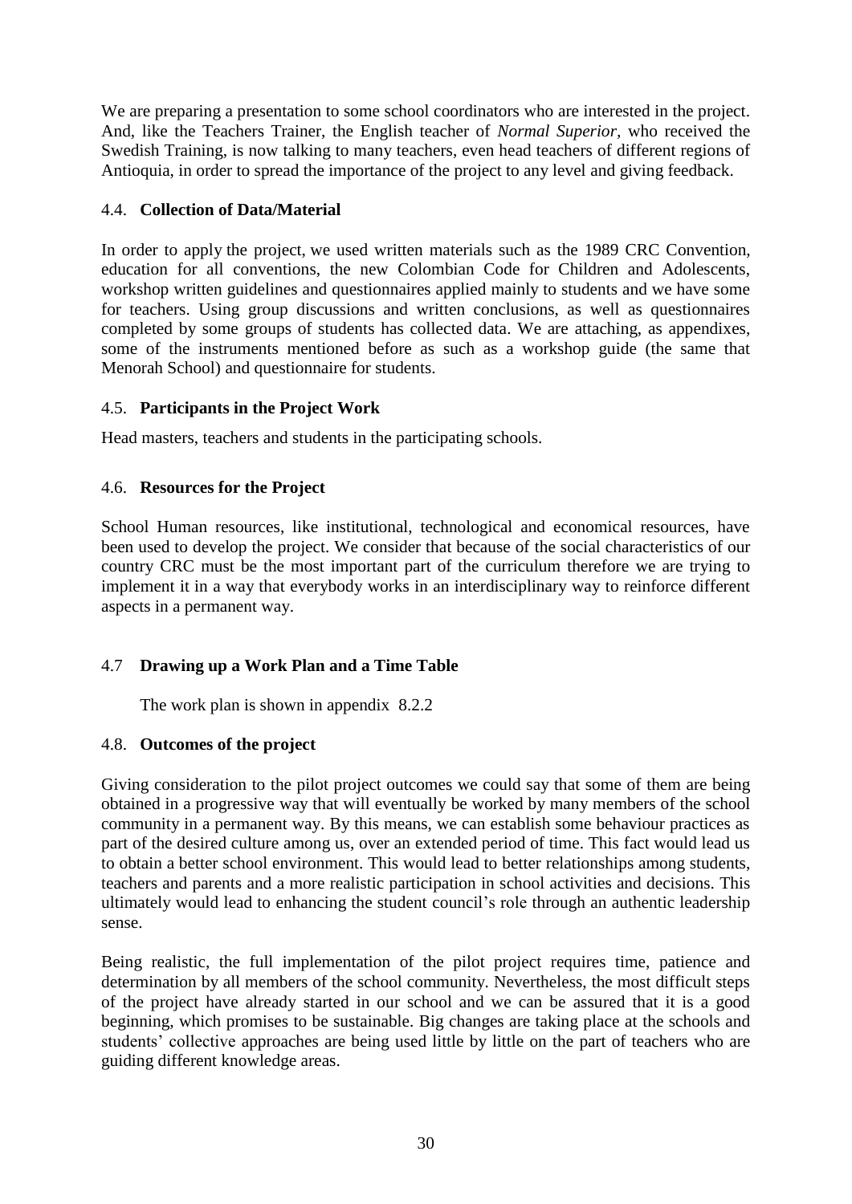We are preparing a presentation to some school coordinators who are interested in the project. And, like the Teachers Trainer, the English teacher of *Normal Superior*, who received the Swedish Training, is now talking to many teachers, even head teachers of different regions of Antioquia, in order to spread the importance of the project to any level and giving feedback.

### 4.4. **Collection of Data/Material**

In order to apply the project, we used written materials such as the 1989 CRC Convention, education for all conventions, the new Colombian Code for Children and Adolescents, workshop written guidelines and questionnaires applied mainly to students and we have some for teachers. Using group discussions and written conclusions, as well as questionnaires completed by some groups of students has collected data. We are attaching, as appendixes, some of the instruments mentioned before as such as a workshop guide (the same that Menorah School) and questionnaire for students.

### 4.5. **Participants in the Project Work**

Head masters, teachers and students in the participating schools.

### 4.6. **Resources for the Project**

School Human resources, like institutional, technological and economical resources, have been used to develop the project. We consider that because of the social characteristics of our country CRC must be the most important part of the curriculum therefore we are trying to implement it in a way that everybody works in an interdisciplinary way to reinforce different aspects in a permanent way.

### 4.7 **Drawing up a Work Plan and a Time Table**

The work plan is shown in appendix 8.2.2

### 4.8. **Outcomes of the project**

Giving consideration to the pilot project outcomes we could say that some of them are being obtained in a progressive way that will eventually be worked by many members of the school community in a permanent way. By this means, we can establish some behaviour practices as part of the desired culture among us, over an extended period of time. This fact would lead us to obtain a better school environment. This would lead to better relationships among students, teachers and parents and a more realistic participation in school activities and decisions. This ultimately would lead to enhancing the student council's role through an authentic leadership sense.

Being realistic, the full implementation of the pilot project requires time, patience and determination by all members of the school community. Nevertheless, the most difficult steps of the project have already started in our school and we can be assured that it is a good beginning, which promises to be sustainable. Big changes are taking place at the schools and students' collective approaches are being used little by little on the part of teachers who are guiding different knowledge areas.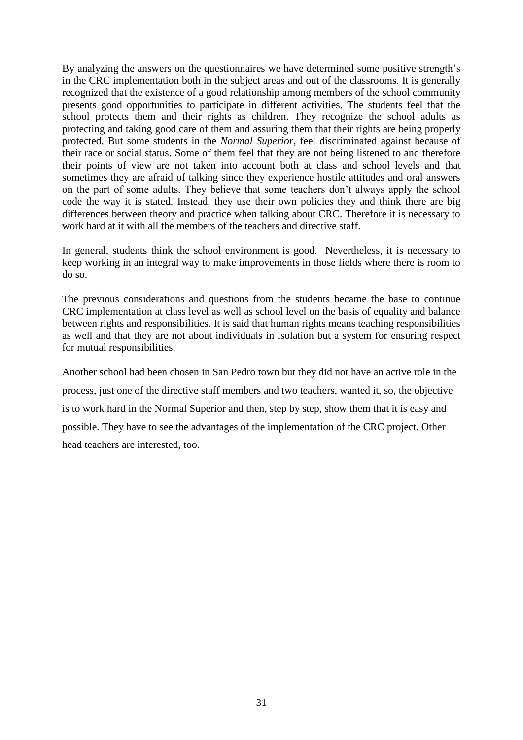By analyzing the answers on the questionnaires we have determined some positive strength's in the CRC implementation both in the subject areas and out of the classrooms. It is generally recognized that the existence of a good relationship among members of the school community presents good opportunities to participate in different activities. The students feel that the school protects them and their rights as children. They recognize the school adults as protecting and taking good care of them and assuring them that their rights are being properly protected. But some students in the *Normal Superior*, feel discriminated against because of their race or social status. Some of them feel that they are not being listened to and therefore their points of view are not taken into account both at class and school levels and that sometimes they are afraid of talking since they experience hostile attitudes and oral answers on the part of some adults. They believe that some teachers don't always apply the school code the way it is stated. Instead, they use their own policies they and think there are big differences between theory and practice when talking about CRC. Therefore it is necessary to work hard at it with all the members of the teachers and directive staff.

In general, students think the school environment is good. Nevertheless, it is necessary to keep working in an integral way to make improvements in those fields where there is room to do so.

The previous considerations and questions from the students became the base to continue CRC implementation at class level as well as school level on the basis of equality and balance between rights and responsibilities. It is said that human rights means teaching responsibilities as well and that they are not about individuals in isolation but a system for ensuring respect for mutual responsibilities.

Another school had been chosen in San Pedro town but they did not have an active role in the process, just one of the directive staff members and two teachers, wanted it, so, the objective is to work hard in the Normal Superior and then, step by step, show them that it is easy and possible. They have to see the advantages of the implementation of the CRC project. Other head teachers are interested, too.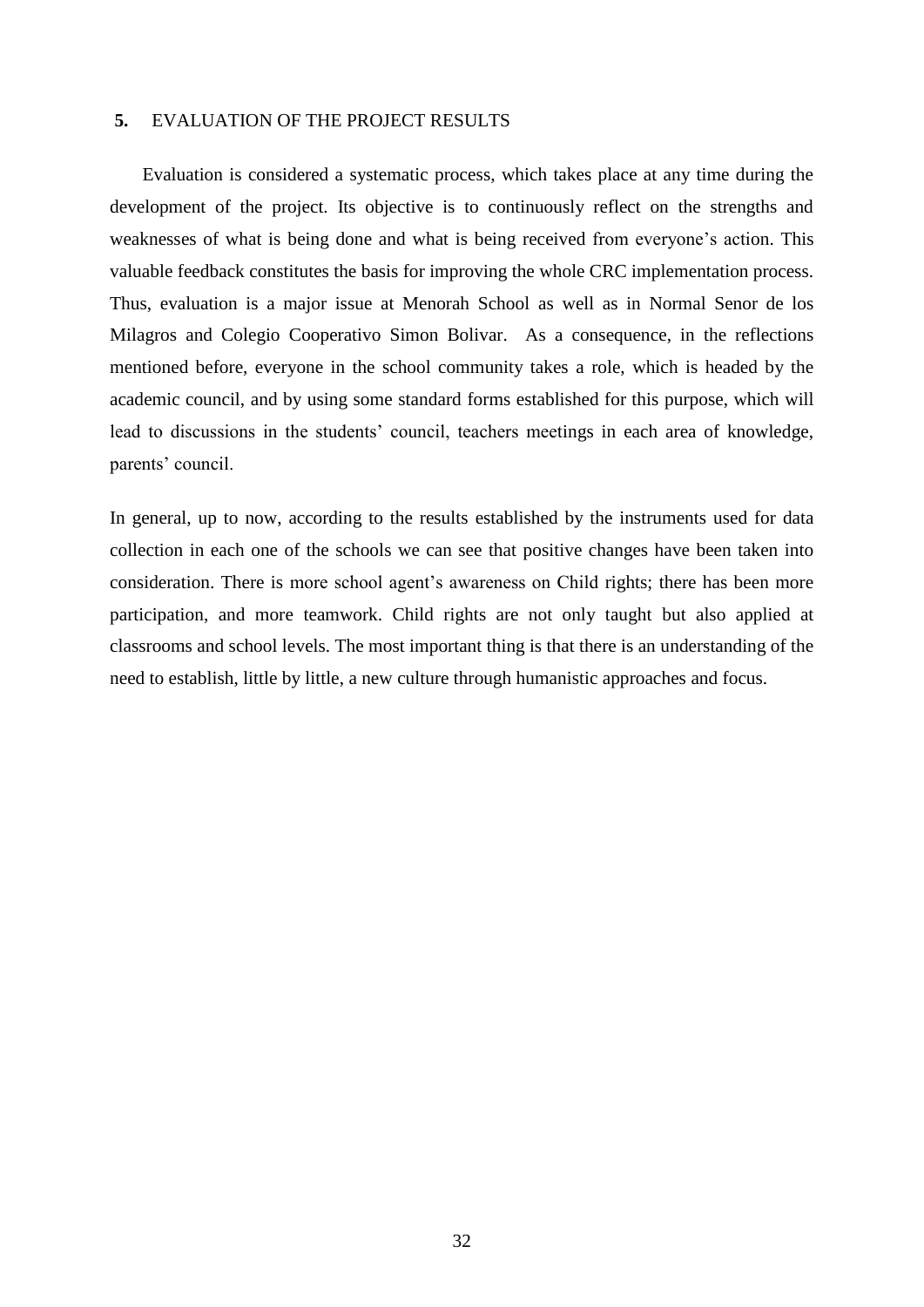## 5. EVALUATION OF THE PROJECT RESULTS

Evaluation is considered a systematic process, which takes place at any time during the development of the project. Its objective is to continuously reflect on the strengths and weaknesses of what is being done and what is being received from everyone's action. This valuable feedback constitutes the basis for improving the whole CRC implementation process. Thus, evaluation is a major issue at Menorah School as well as in Normal Senor de los Milagros and Colegio Cooperativo Simon Bolivar. As a consequence, in the reflections mentioned before, everyone in the school community takes a role, which is headed by the academic council, and by using some standard forms established for this purpose, which will lead to discussions in the students' council, teachers meetings in each area of knowledge, parents' council.

In general, up to now, according to the results established by the instruments used for data collection in each one of the schools we can see that positive changes have been taken into consideration. There is more school agent's awareness on Child rights; there has been more participation, and more teamwork. Child rights are not only taught but also applied at classrooms and school levels. The most important thing is that there is an understanding of the need to establish, little by little, a new culture through humanistic approaches and focus.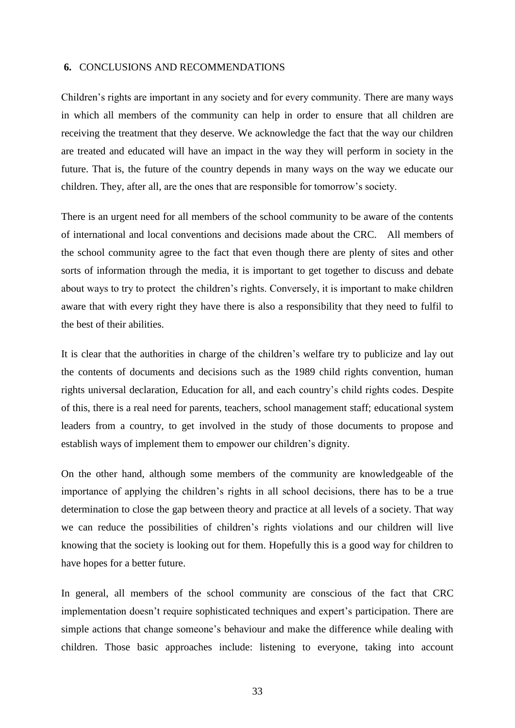## **6.** CONCLUSIONS AND RECOMMENDATIONS

Children's rights are important in any society and for every community. There are many ways in which all members of the community can help in order to ensure that all children are receiving the treatment that they deserve. We acknowledge the fact that the way our children are treated and educated will have an impact in the way they will perform in society in the future. That is, the future of the country depends in many ways on the way we educate our children. They, after all, are the ones that are responsible for tomorrow's society.

There is an urgent need for all members of the school community to be aware of the contents of international and local conventions and decisions made about the CRC. All members of the school community agree to the fact that even though there are plenty of sites and other sorts of information through the media, it is important to get together to discuss and debate about ways to try to protect the children's rights. Conversely, it is important to make children aware that with every right they have there is also a responsibility that they need to fulfil to the best of their abilities.

It is clear that the authorities in charge of the children's welfare try to publicize and lay out the contents of documents and decisions such as the 1989 child rights convention, human rights universal declaration, Education for all, and each country's child rights codes. Despite of this, there is a real need for parents, teachers, school management staff; educational system leaders from a country, to get involved in the study of those documents to propose and establish ways of implement them to empower our children's dignity.

On the other hand, although some members of the community are knowledgeable of the importance of applying the children's rights in all school decisions, there has to be a true determination to close the gap between theory and practice at all levels of a society. That way we can reduce the possibilities of children's rights violations and our children will live knowing that the society is looking out for them. Hopefully this is a good way for children to have hopes for a better future.

In general, all members of the school community are conscious of the fact that CRC implementation doesn't require sophisticated techniques and expert's participation. There are simple actions that change someone's behaviour and make the difference while dealing with children. Those basic approaches include: listening to everyone, taking into account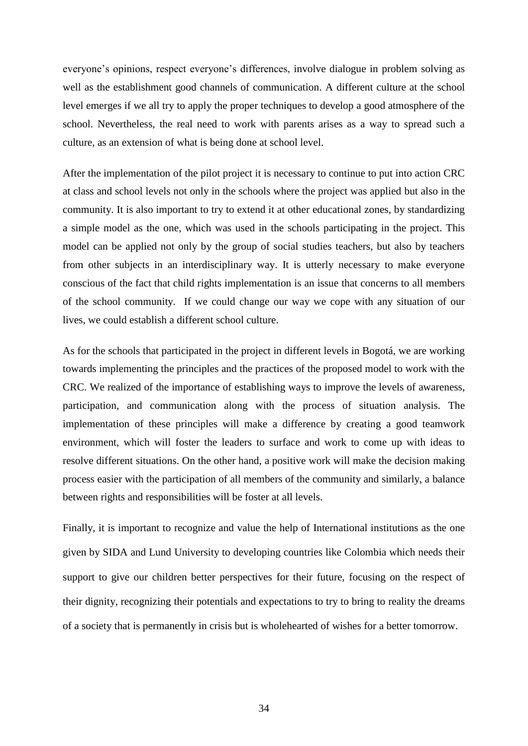everyone's opinions, respect everyone's differences, involve dialogue in problem solving as well as the establishment good channels of communication. A different culture at the school level emerges if we all try to apply the proper techniques to develop a good atmosphere of the school. Nevertheless, the real need to work with parents arises as a way to spread such a culture, as an extension of what is being done at school level.

After the implementation of the pilot project it is necessary to continue to put into action CRC at class and school levels not only in the schools where the project was applied but also in the community. It is also important to try to extend it at other educational zones, by standardizing a simple model as the one, which was used in the schools participating in the project. This model can be applied not only by the group of social studies teachers, but also by teachers from other subjects in an interdisciplinary way. It is utterly necessary to make everyone conscious of the fact that child rights implementation is an issue that concerns to all members of the school community.  If we could change our way we cope with any situation of our lives, we could establish a different school culture.

As for the schools that participated in the project in different levels in Bogotá, we are working towards implementing the principles and the practices of the proposed model to work with the CRC. We realized of the importance of establishing ways to improve the levels of awareness, participation, and communication along with the process of situation analysis. The implementation of these principles will make a difference by creating a good teamwork environment, which will foster the leaders to surface and work to come up with ideas to resolve different situations. On the other hand, a positive work will make the decision making process easier with the participation of all members of the community and similarly, a balance between rights and responsibilities will be foster at all levels.

Finally, it is important to recognize and value the help of International institutions as the one given by SIDA and Lund University to developing countries like Colombia which needs their support to give our children better perspectives for their future, focusing on the respect of their dignity, recognizing their potentials and expectations to try to bring to reality the dreams of a society that is permanently in crisis but is wholehearted of wishes for a better tomorrow.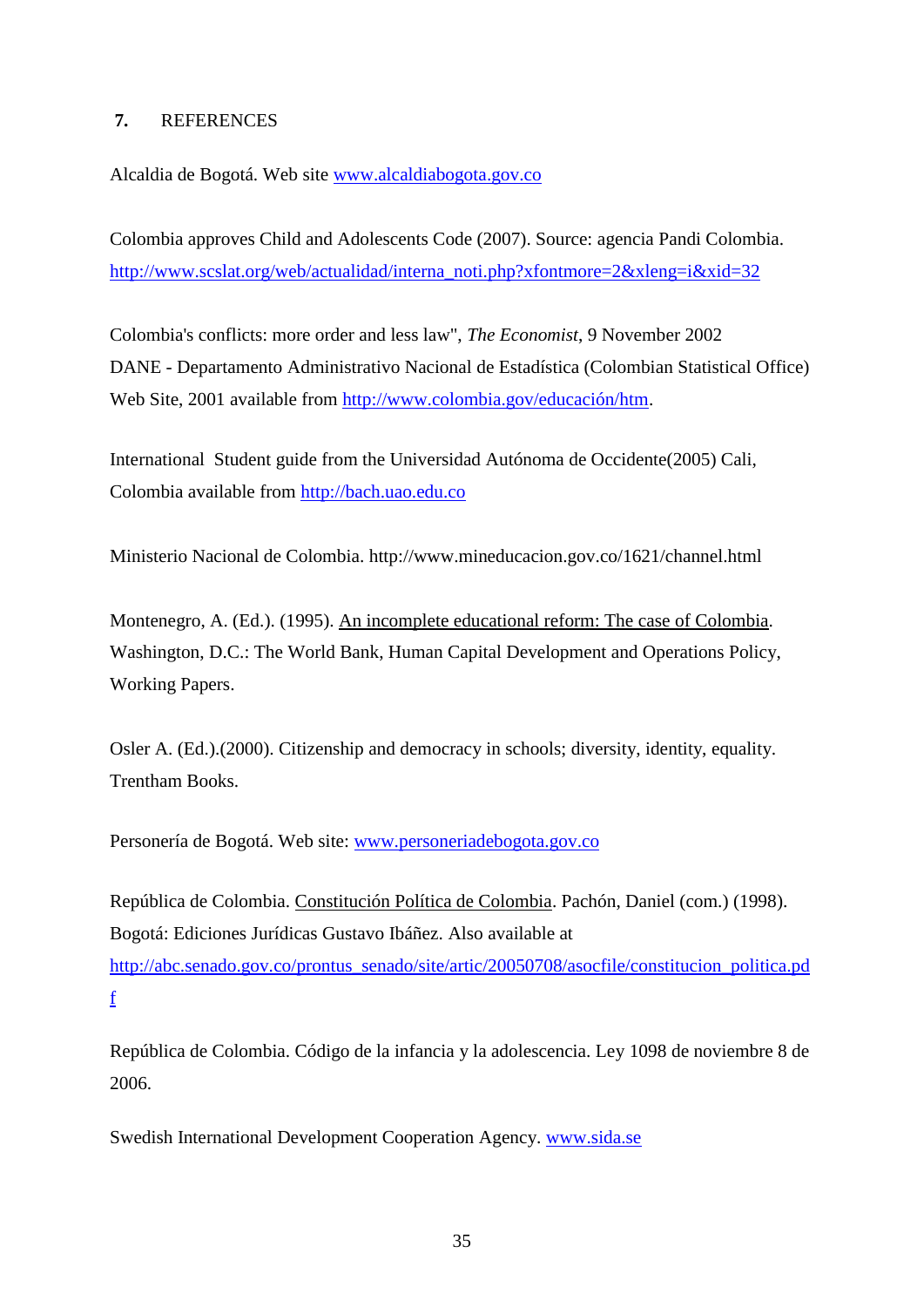## 7. REFERENCES

Alcaldia de Bogotá. Web site www.alcaldiabogota.gov.co

Colombia approves Child and Adolescents Code (2007). Source: agencia Pandi Colombia. http://www.scslat.org/web/actualidad/interna_noti.php?xfontmore=2&xleng=i&xid=32

Colombia's conflicts: more order and less law", *The Economist*, 9 November 2002

DANE - Departamento Administrativo Nacional de Estadística (Colombian Statistical Office) Web Site, 2001 available from http://www.colombia.gov/educación/htm.

International Student guide from the Universidad Autónoma de Occidente(2005) Cali, Colombia available from http://bach.uao.edu.co

Ministerio Nacional de Colombia. http://www.mineducacion.gov.co/1621/channel.html

Montenegro, A. (Ed.). (1995). An incomplete educational reform: The case of Colombia. Washington, D.C.: The World Bank, Human Capital Development and Operations Policy, Working Papers.

Osler A. (Ed.).(2000). Citizenship and democracy in schools; diversity, identity, equality. Trentham Books.

Personería de Bogotá. Web site: www.personeriadebogota.gov.co

República de Colombia. Constitución Política de Colombia. Pachón, Daniel (com.) (1998). Bogotá: Ediciones Jurídicas Gustavo Ibáñez. Also available at http://abc.senado.gov.co/prontus_senado/site/artic/20050708/asocfile/constitucion_politica.pdf

República de Colombia. Código de la infancia y la adolescencia. Ley 1098 de noviembre 8 de 2006.

Swedish International Development Cooperation Agency. www.sida.se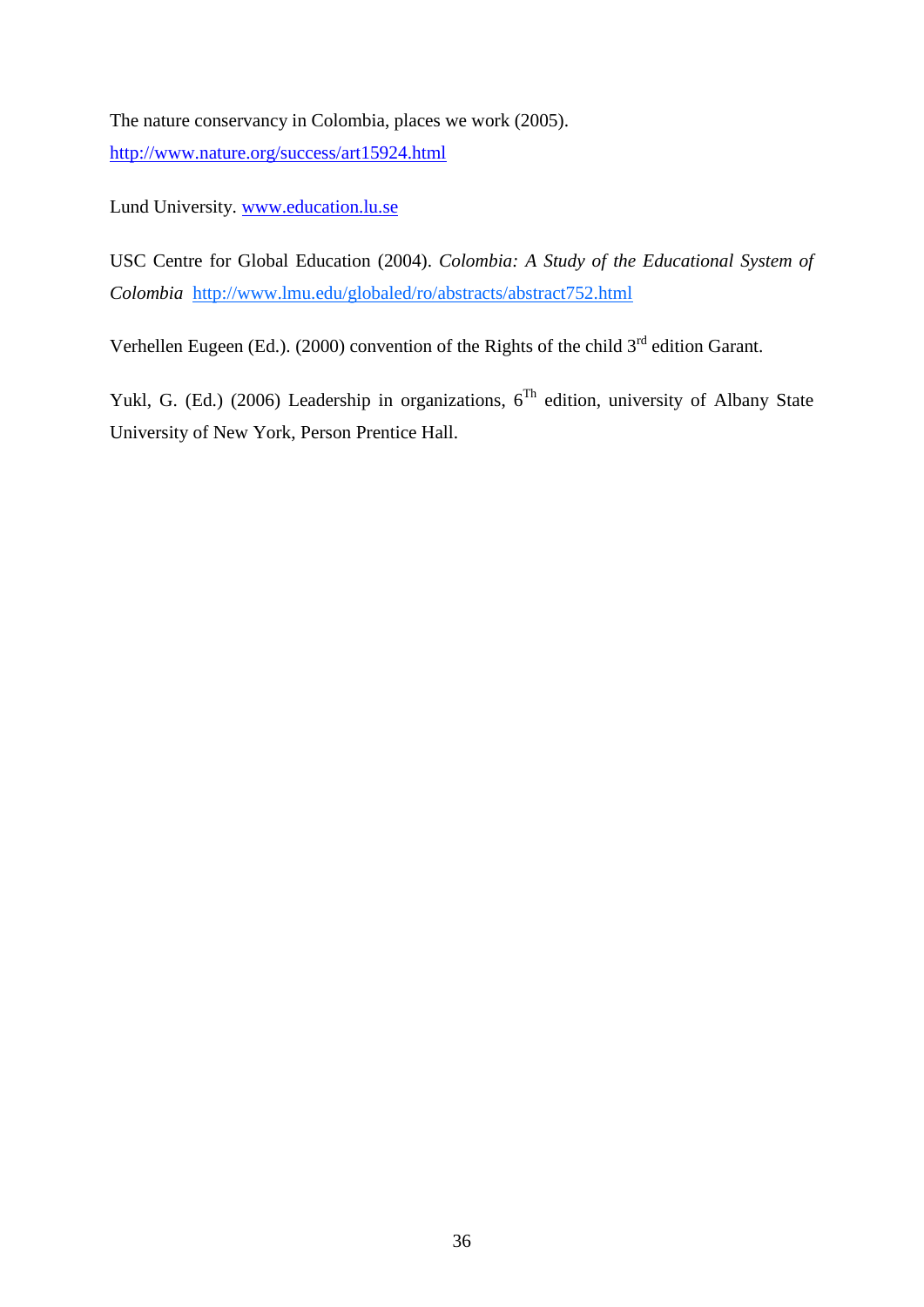The nature conservancy in Colombia, places we work (2005). http://www.nature.org/success/art15924.html

Lund University. www.education.lu.se

USC Centre for Global Education (2004). *Colombia: A Study of the Educational System of Colombia* http://www.lmu.edu/globaled/ro/abstracts/abstract752.html

Verhellen Eugeen (Ed.). (2000) convention of the Rights of the child 3rd edition Garant.

Yukl, G. (Ed.) (2006) Leadership in organizations, 6Th edition, university of Albany State University of New York, Person Prentice Hall.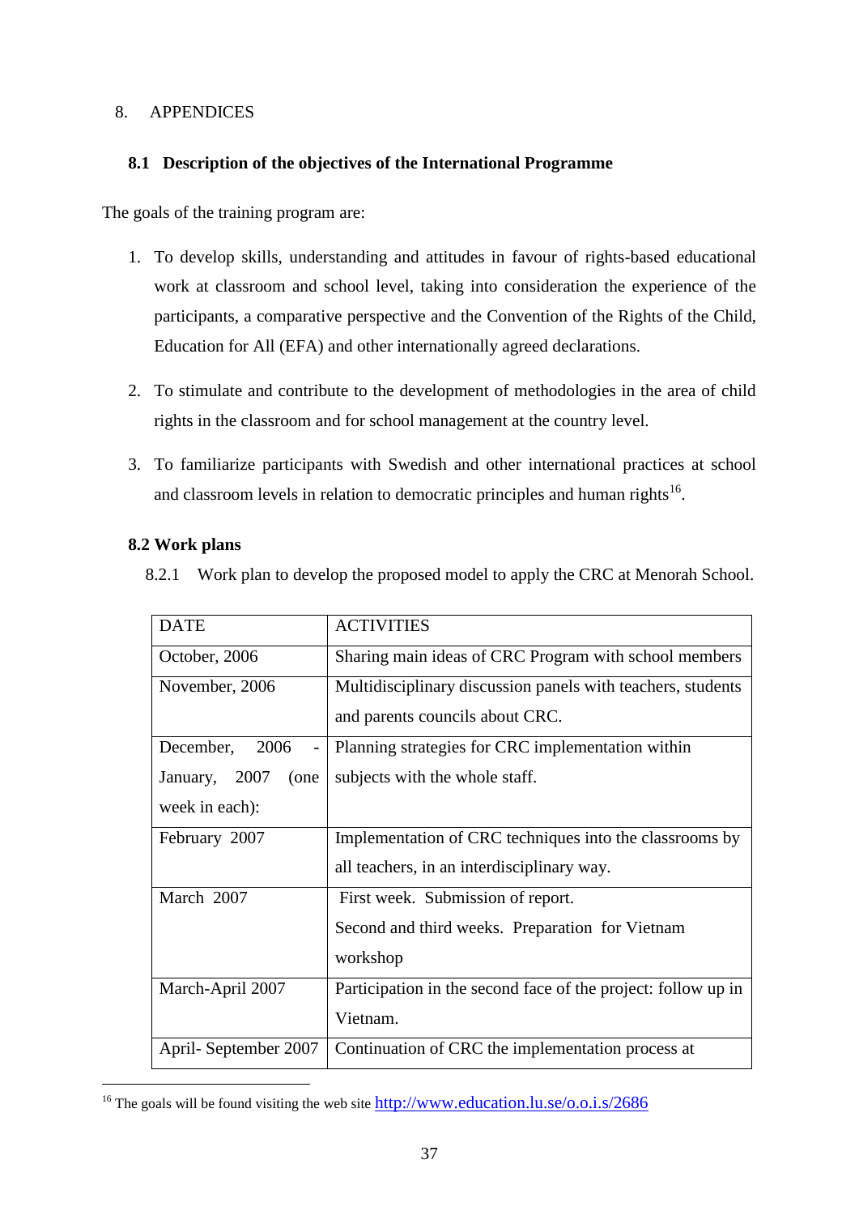# 8. APPENDICES

## 8.1 Description of the objectives of the International Programme

The goals of the training program are:

1. To develop skills, understanding and attitudes in favour of rights-based educational work at classroom and school level, taking into consideration the experience of the participants, a comparative perspective and the Convention of the Rights of the Child, Education for All (EFA) and other internationally agreed declarations.
2. To stimulate and contribute to the development of methodologies in the area of child rights in the classroom and for school management at the country level.
3. To familiarize participants with Swedish and other international practices at school and classroom levels in relation to democratic principles and human rights[16].

## 8.2 Work plans

8.2.1 Work plan to develop the proposed model to apply the CRC at Menorah School.

| DATE | ACTIVITIES |
|---|---|
| October, 2006 | Sharing main ideas of CRC Program with school members |
| November, 2006 | Multidisciplinary discussion panels with teachers, students and parents councils about CRC. |
| December, 2006 - January, 2007 (one week in each): | Planning strategies for CRC implementation within subjects with the whole staff. |
| February 2007 | Implementation of CRC techniques into the classrooms by all teachers, in an interdisciplinary way. |
| March 2007 | First week. Submission of report. Second and third weeks. Preparation for Vietnam workshop |
| March-April 2007 | Participation in the second face of the project: follow up in Vietnam. |
| April- September 2007 | Continuation of CRC the implementation process at |

[16] The goals will be found visiting the web site http://www.education.lu.se/o.o.i.s/2686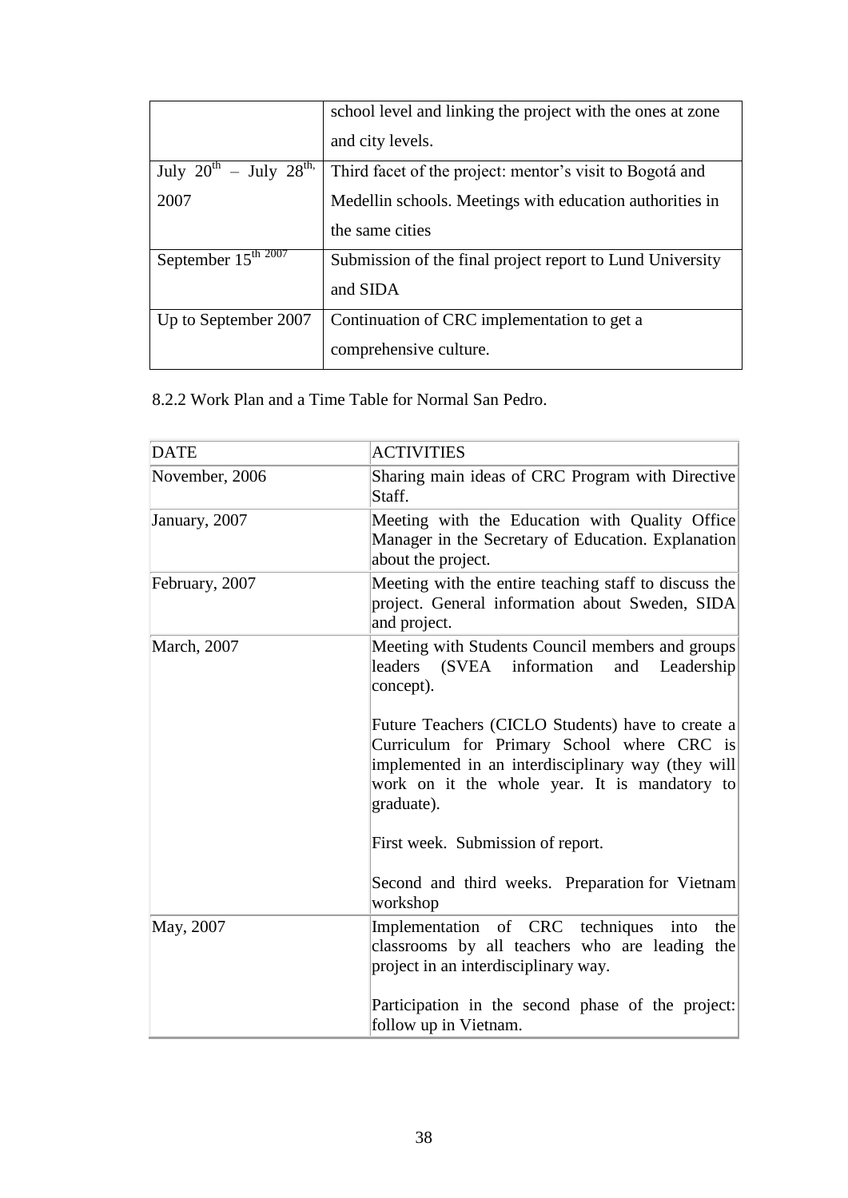| | |
|---|---|
| | school level and linking the project with the ones at zone and city levels. |
| July 20th – July 28th, 2007 | Third facet of the project: mentor's visit to Bogotá and Medellin schools. Meetings with education authorities in the same cities |
| September 15th 2007 | Submission of the final project report to Lund University and SIDA |
| Up to September 2007 | Continuation of CRC implementation to get a comprehensive culture. |

8.2.2 Work Plan and a Time Table for Normal San Pedro.

| DATE | ACTIVITIES |
|---|---|
| November, 2006 | Sharing main ideas of CRC Program with Directive Staff. |
| January, 2007 | Meeting with the Education with Quality Office Manager in the Secretary of Education. Explanation about the project. |
| February, 2007 | Meeting with the entire teaching staff to discuss the project. General information about Sweden, SIDA and project. |
| March, 2007 | Meeting with Students Council members and groups leaders (SVEA information and Leadership concept).<br><br>Future Teachers (CICLO Students) have to create a Curriculum for Primary School where CRC is implemented in an interdisciplinary way (they will work on it the whole year. It is mandatory to graduate).<br><br>First week. Submission of report.<br><br>Second and third weeks. Preparation for Vietnam workshop |
| May, 2007 | Implementation of CRC techniques into the classrooms by all teachers who are leading the project in an interdisciplinary way.<br><br>Participation in the second phase of the project: follow up in Vietnam. |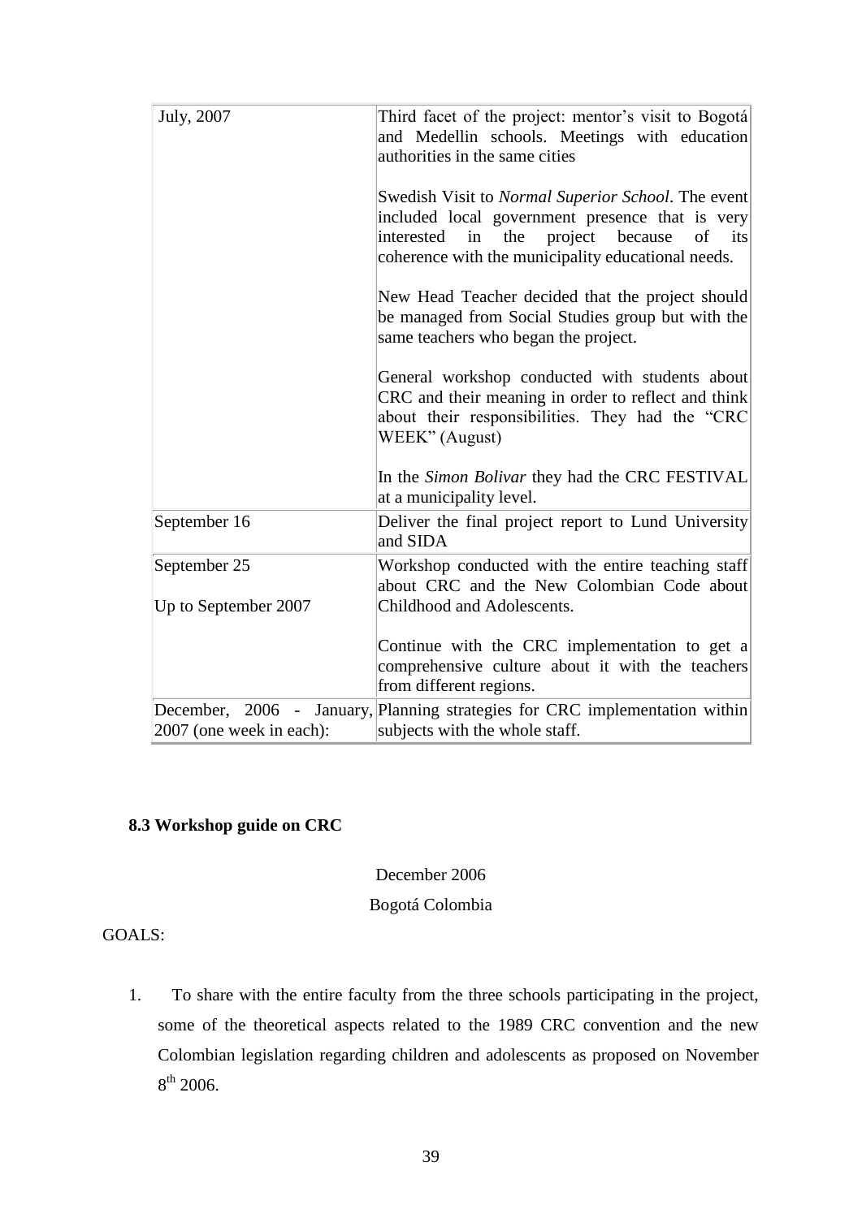| July, 2007 | Third facet of the project: mentor's visit to Bogotá and Medellin schools. Meetings with education authorities in the same cities<br><br>Swedish Visit to *Normal Superior School*. The event included local government presence that is very interested in the project because of its coherence with the municipality educational needs.<br><br>New Head Teacher decided that the project should be managed from Social Studies group but with the same teachers who began the project.<br><br>General workshop conducted with students about CRC and their meaning in order to reflect and think about their responsibilities. They had the "CRC WEEK" (August)<br><br>In the *Simon Bolivar* they had the CRC FESTIVAL at a municipality level. |
|---|---|
| September 16 | Deliver the final project report to Lund University and SIDA |
| September 25<br><br>Up to September 2007 | Workshop conducted with the entire teaching staff about CRC and the New Colombian Code about Childhood and Adolescents.<br><br>Continue with the CRC implementation to get a comprehensive culture about it with the teachers from different regions. |
| December, 2006 - January, 2007 (one week in each): | Planning strategies for CRC implementation within subjects with the whole staff. |

**8.3 Workshop guide on CRC**

December 2006

Bogotá Colombia

GOALS:

1. To share with the entire faculty from the three schools participating in the project, some of the theoretical aspects related to the 1989 CRC convention and the new Colombian legislation regarding children and adolescents as proposed on November 8th 2006.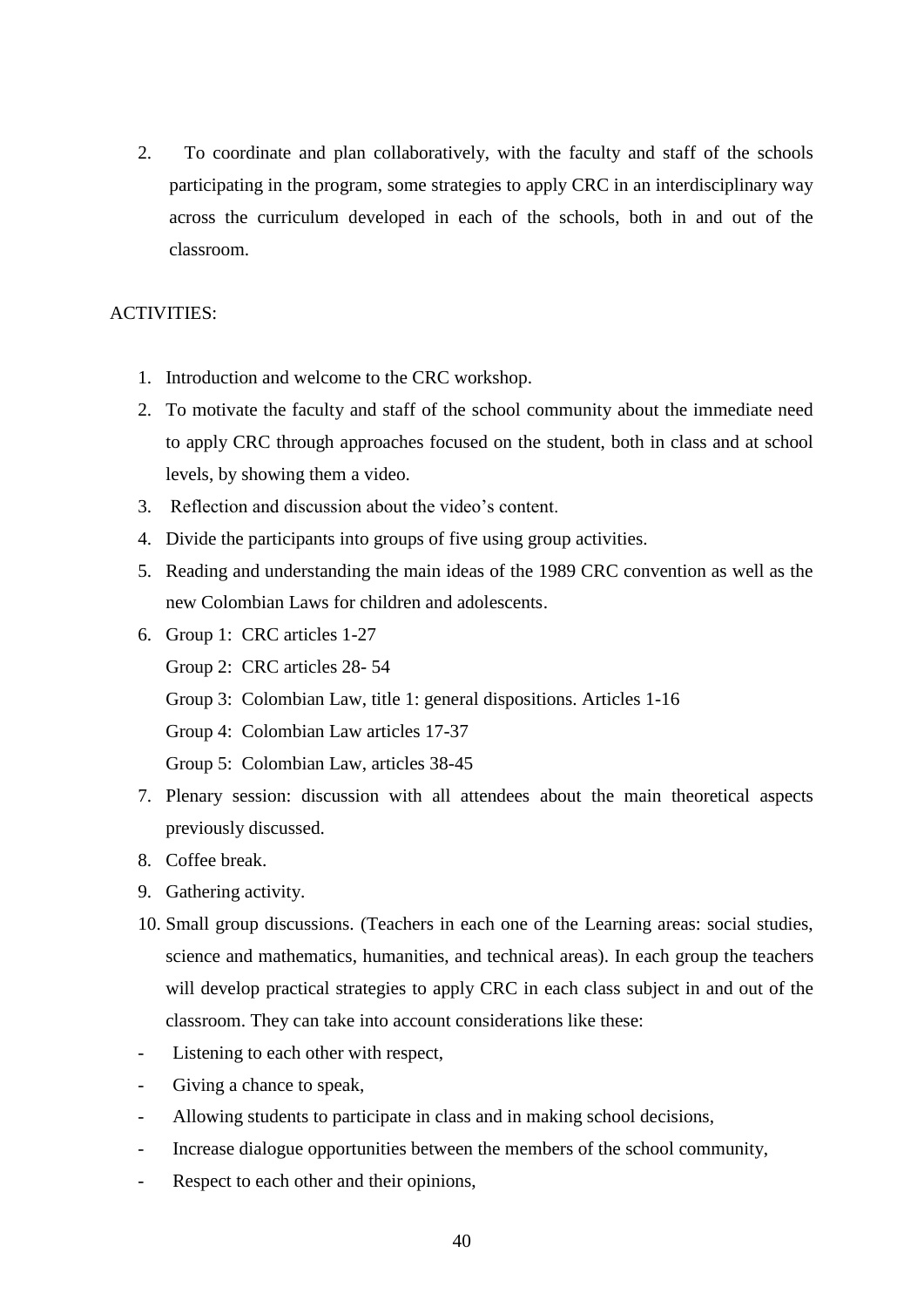2. To coordinate and plan collaboratively, with the faculty and staff of the schools participating in the program, some strategies to apply CRC in an interdisciplinary way across the curriculum developed in each of the schools, both in and out of the classroom.

ACTIVITIES:

1. Introduction and welcome to the CRC workshop.
2. To motivate the faculty and staff of the school community about the immediate need to apply CRC through approaches focused on the student, both in class and at school levels, by showing them a video.
3. Reflection and discussion about the video's content.
4. Divide the participants into groups of five using group activities.
5. Reading and understanding the main ideas of the 1989 CRC convention as well as the new Colombian Laws for children and adolescents.
6. Group 1: CRC articles 1-27

   Group 2: CRC articles 28- 54

   Group 3: Colombian Law, title 1: general dispositions. Articles 1-16

   Group 4: Colombian Law articles 17-37

   Group 5: Colombian Law, articles 38-45
7. Plenary session: discussion with all attendees about the main theoretical aspects previously discussed.
8. Coffee break.
9. Gathering activity.
10. Small group discussions. (Teachers in each one of the Learning areas: social studies, science and mathematics, humanities, and technical areas). In each group the teachers will develop practical strategies to apply CRC in each class subject in and out of the classroom. They can take into account considerations like these:

- Listening to each other with respect,
- Giving a chance to speak,
- Allowing students to participate in class and in making school decisions,
- Increase dialogue opportunities between the members of the school community,
- Respect to each other and their opinions,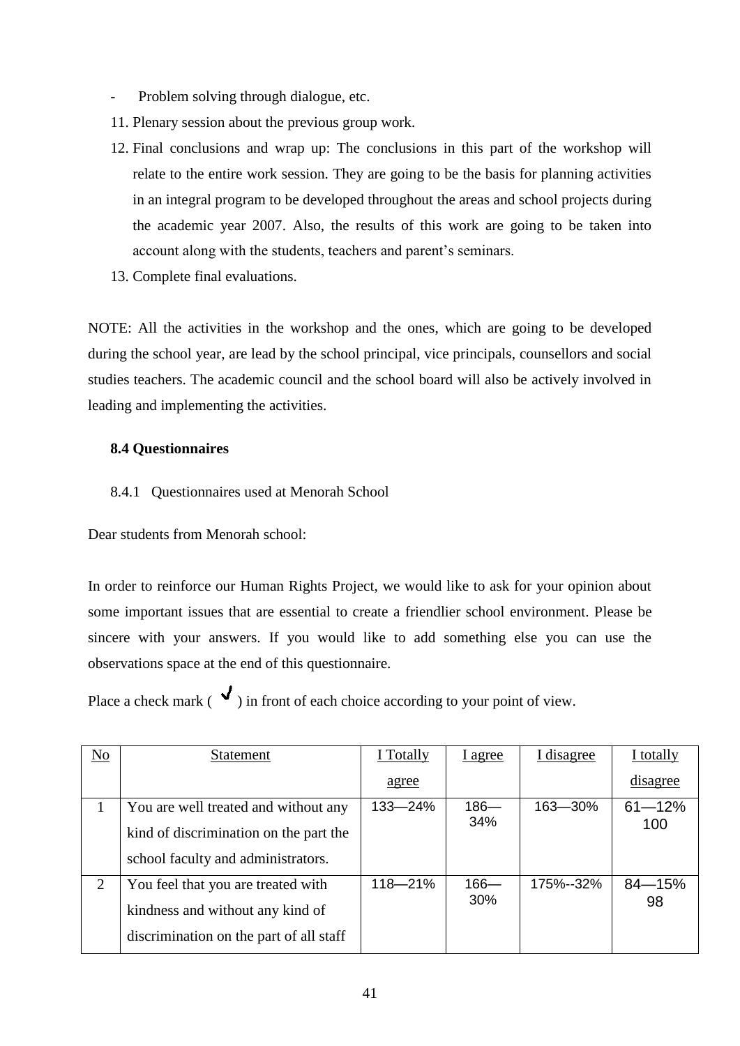- Problem solving through dialogue, etc.

11. Plenary session about the previous group work.
12. Final conclusions and wrap up: The conclusions in this part of the workshop will relate to the entire work session. They are going to be the basis for planning activities in an integral program to be developed throughout the areas and school projects during the academic year 2007. Also, the results of this work are going to be taken into account along with the students, teachers and parent's seminars.
13. Complete final evaluations.

NOTE: All the activities in the workshop and the ones, which are going to be developed during the school year, are lead by the school principal, vice principals, counsellors and social studies teachers. The academic council and the school board will also be actively involved in leading and implementing the activities.

### 8.4 Questionnaires

8.4.1 Questionnaires used at Menorah School

Dear students from Menorah school:

In order to reinforce our Human Rights Project, we would like to ask for your opinion about some important issues that are essential to create a friendlier school environment. Please be sincere with your answers. If you would like to add something else you can use the observations space at the end of this questionnaire.

Place a check mark ( ✓ ) in front of each choice according to your point of view.

| No | Statement | I Totally agree | I agree | I disagree | I totally disagree |
|---|---|---|---|---|---|
| 1 | You are well treated and without any kind of discrimination on the part the school faculty and administrators. | 133—24% | 186—34% | 163—30% | 61—12% 100 |
| 2 | You feel that you are treated with kindness and without any kind of discrimination on the part of all staff | 118—21% | 166—30% | 175%--32% | 84—15% 98 |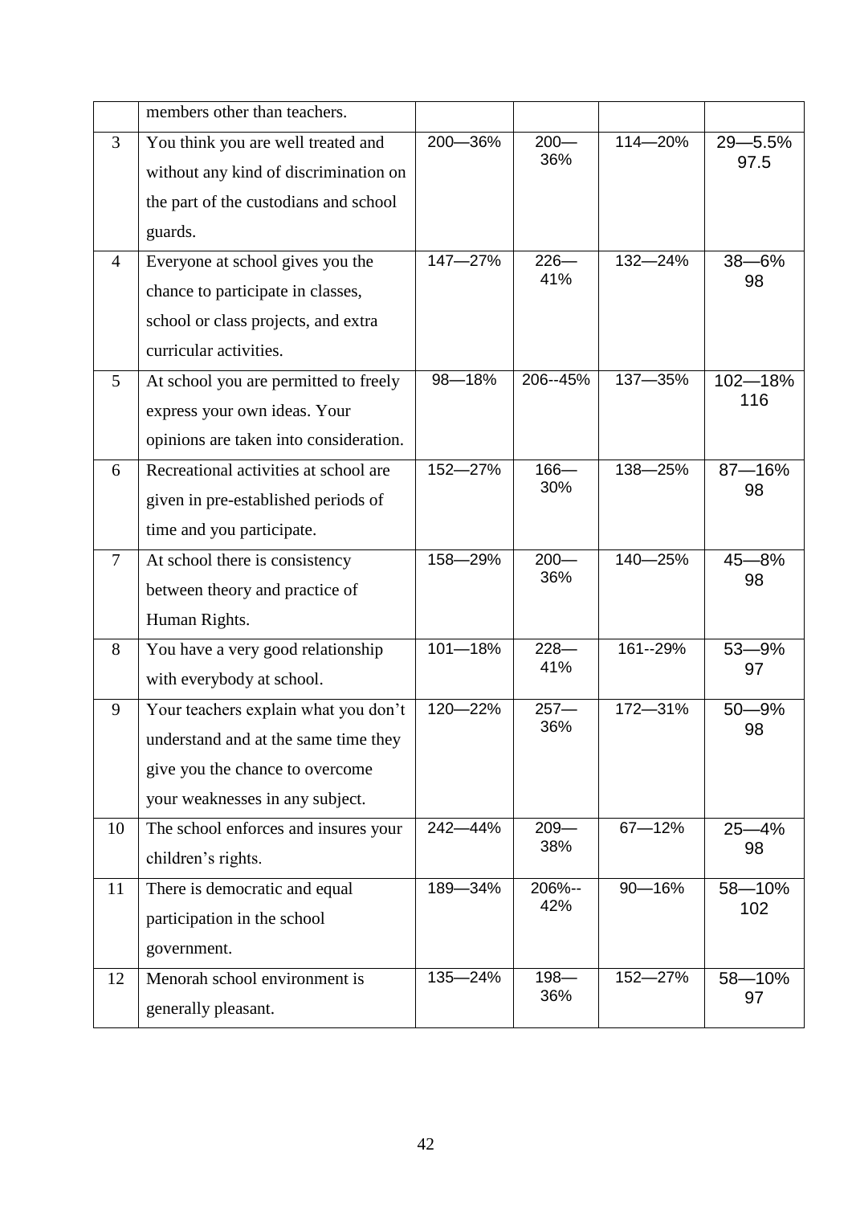|  | members other than teachers. |  |  |  |  |
|---|---|---|---|---|---|
| 3 | You think you are well treated and without any kind of discrimination on the part of the custodians and school guards. | 200—36% | 200—36% | 114—20% | 29—5.5% 97.5 |
| 4 | Everyone at school gives you the chance to participate in classes, school or class projects, and extra curricular activities. | 147—27% | 226—41% | 132—24% | 38—6% 98 |
| 5 | At school you are permitted to freely express your own ideas. Your opinions are taken into consideration. | 98—18% | 206--45% | 137—35% | 102—18% 116 |
| 6 | Recreational activities at school are given in pre-established periods of time and you participate. | 152—27% | 166—30% | 138—25% | 87—16% 98 |
| 7 | At school there is consistency between theory and practice of Human Rights. | 158—29% | 200—36% | 140—25% | 45—8% 98 |
| 8 | You have a very good relationship with everybody at school. | 101—18% | 228—41% | 161--29% | 53—9% 97 |
| 9 | Your teachers explain what you don't understand and at the same time they give you the chance to overcome your weaknesses in any subject. | 120—22% | 257—36% | 172—31% | 50—9% 98 |
| 10 | The school enforces and insures your children's rights. | 242—44% | 209—38% | 67—12% | 25—4% 98 |
| 11 | There is democratic and equal participation in the school government. | 189—34% | 206%--42% | 90—16% | 58—10% 102 |
| 12 | Menorah school environment is generally pleasant. | 135—24% | 198—36% | 152—27% | 58—10% 97 |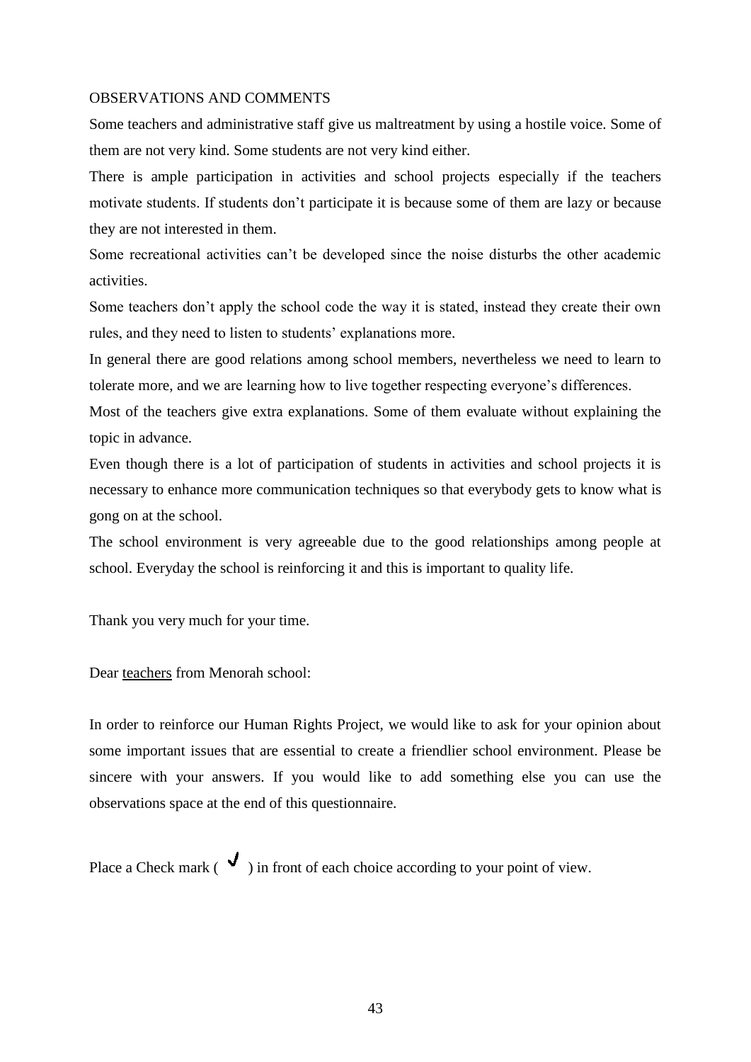OBSERVATIONS AND COMMENTS

Some teachers and administrative staff give us maltreatment by using a hostile voice. Some of them are not very kind. Some students are not very kind either.

There is ample participation in activities and school projects especially if the teachers motivate students. If students don't participate it is because some of them are lazy or because they are not interested in them.

Some recreational activities can't be developed since the noise disturbs the other academic activities.

Some teachers don't apply the school code the way it is stated, instead they create their own rules, and they need to listen to students' explanations more.

In general there are good relations among school members, nevertheless we need to learn to tolerate more, and we are learning how to live together respecting everyone's differences.

Most of the teachers give extra explanations. Some of them evaluate without explaining the topic in advance.

Even though there is a lot of participation of students in activities and school projects it is necessary to enhance more communication techniques so that everybody gets to know what is gong on at the school.

The school environment is very agreeable due to the good relationships among people at school. Everyday the school is reinforcing it and this is important to quality life.

Thank you very much for your time.

Dear <u>teachers</u> from Menorah school:

In order to reinforce our Human Rights Project, we would like to ask for your opinion about some important issues that are essential to create a friendlier school environment. Please be sincere with your answers. If you would like to add something else you can use the observations space at the end of this questionnaire.

Place a Check mark ( ✓ ) in front of each choice according to your point of view.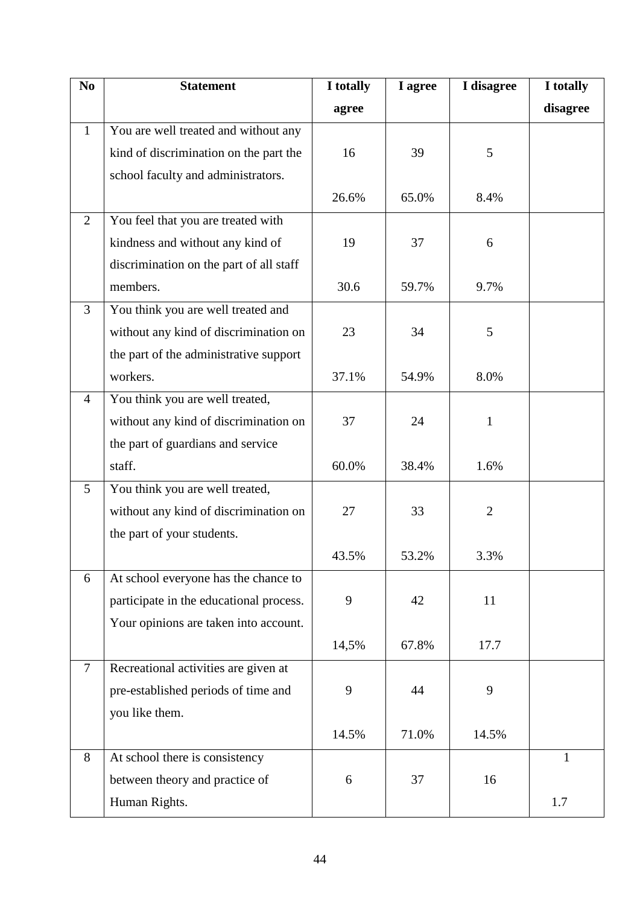| No | Statement | I totally agree | I agree | I disagree | I totally disagree |
|---|---|---|---|---|---|
| 1 | You are well treated and without any kind of discrimination on the part the school faculty and administrators. | 16<br>26.6% | 39<br>65.0% | 5<br>8.4% | |
| 2 | You feel that you are treated with kindness and without any kind of discrimination on the part of all staff members. | 19<br>30.6 | 37<br>59.7% | 6<br>9.7% | |
| 3 | You think you are well treated and without any kind of discrimination on the part of the administrative support workers. | 23<br>37.1% | 34<br>54.9% | 5<br>8.0% | |
| 4 | You think you are well treated, without any kind of discrimination on the part of guardians and service staff. | 37<br>60.0% | 24<br>38.4% | 1<br>1.6% | |
| 5 | You think you are well treated, without any kind of discrimination on the part of your students. | 27<br>43.5% | 33<br>53.2% | 2<br>3.3% | |
| 6 | At school everyone has the chance to participate in the educational process. Your opinions are taken into account. | 9<br>14,5% | 42<br>67.8% | 11<br>17.7 | |
| 7 | Recreational activities are given at pre-established periods of time and you like them. | 9<br>14.5% | 44<br>71.0% | 9<br>14.5% | |
| 8 | At school there is consistency between theory and practice of Human Rights. | 6 | 37 | 16 | 1<br>1.7 |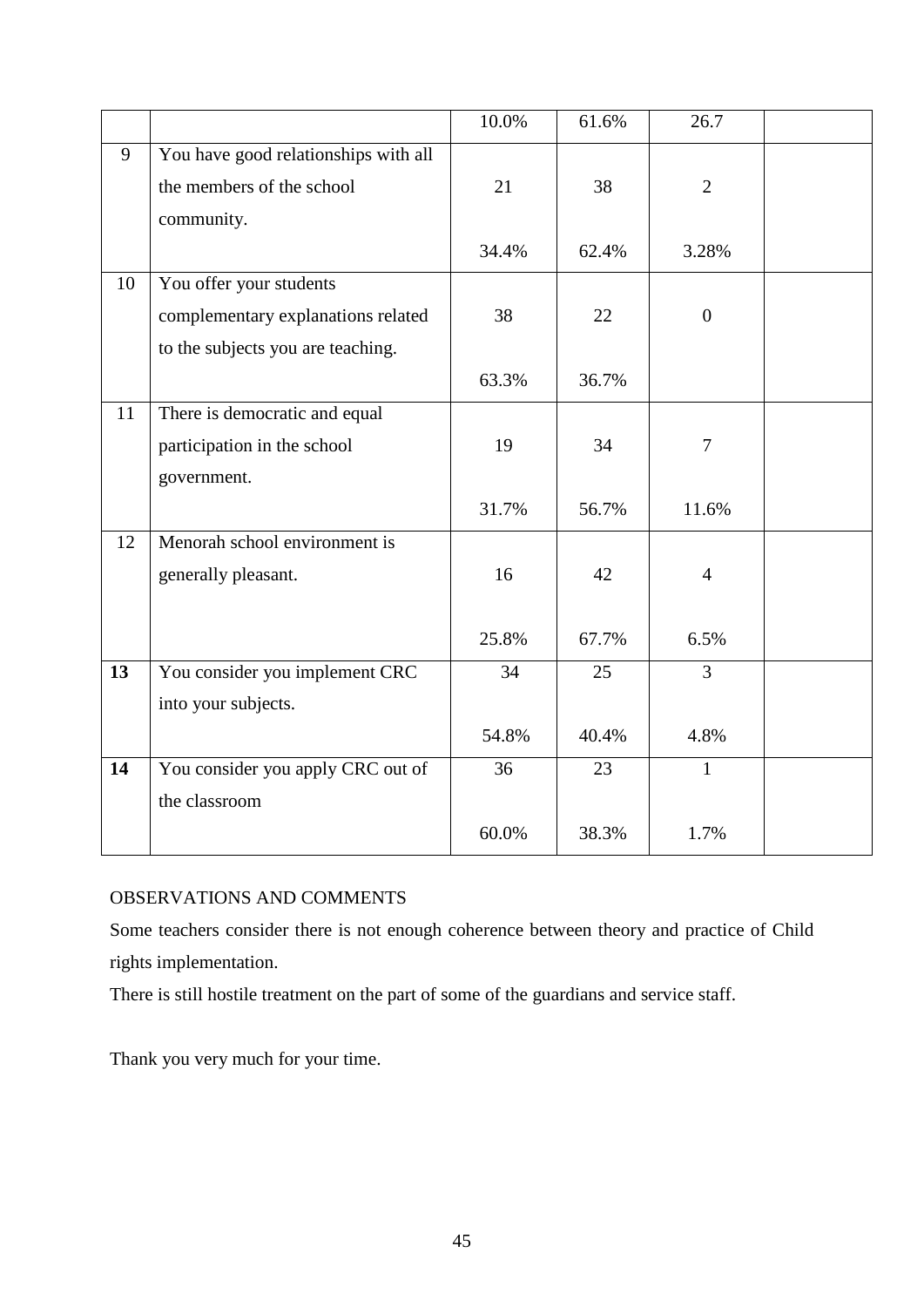| | | 10.0% | 61.6% | 26.7 | |
|---|---|---|---|---|---|
| 9 | You have good relationships with all the members of the school community. | 21 | 38 | 2 | |
| | | 34.4% | 62.4% | 3.28% | |
| 10 | You offer your students complementary explanations related to the subjects you are teaching. | 38 | 22 | 0 | |
| | | 63.3% | 36.7% | | |
| 11 | There is democratic and equal participation in the school government. | 19 | 34 | 7 | |
| | | 31.7% | 56.7% | 11.6% | |
| 12 | Menorah school environment is generally pleasant. | 16 | 42 | 4 | |
| | | 25.8% | 67.7% | 6.5% | |
| **13** | You consider you implement CRC into your subjects. | 34 | 25 | 3 | |
| | | 54.8% | 40.4% | 4.8% | |
| **14** | You consider you apply CRC out of the classroom | 36 | 23 | 1 | |
| | | 60.0% | 38.3% | 1.7% | |

OBSERVATIONS AND COMMENTS

Some teachers consider there is not enough coherence between theory and practice of Child rights implementation.

There is still hostile treatment on the part of some of the guardians and service staff.

Thank you very much for your time.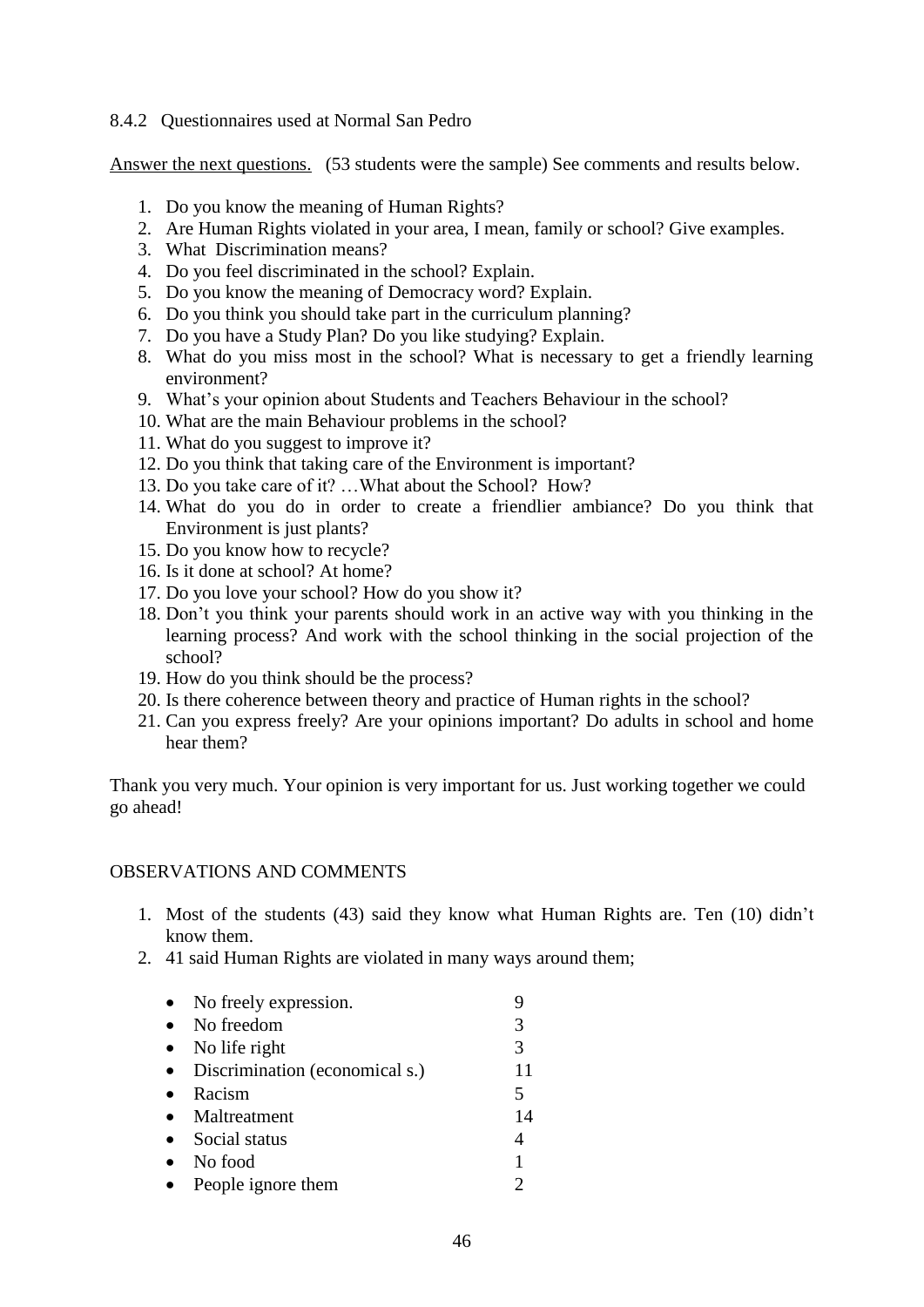8.4.2 Questionnaires used at Normal San Pedro

Answer the next questions. (53 students were the sample) See comments and results below.

1. Do you know the meaning of Human Rights?
2. Are Human Rights violated in your area, I mean, family or school? Give examples.
3. What Discrimination means?
4. Do you feel discriminated in the school? Explain.
5. Do you know the meaning of Democracy word? Explain.
6. Do you think you should take part in the curriculum planning?
7. Do you have a Study Plan? Do you like studying? Explain.
8. What do you miss most in the school? What is necessary to get a friendly learning environment?
9. What's your opinion about Students and Teachers Behaviour in the school?
10. What are the main Behaviour problems in the school?
11. What do you suggest to improve it?
12. Do you think that taking care of the Environment is important?
13. Do you take care of it? …What about the School? How?
14. What do you do in order to create a friendlier ambiance? Do you think that Environment is just plants?
15. Do you know how to recycle?
16. Is it done at school? At home?
17. Do you love your school? How do you show it?
18. Don't you think your parents should work in an active way with you thinking in the learning process? And work with the school thinking in the social projection of the school?
19. How do you think should be the process?
20. Is there coherence between theory and practice of Human rights in the school?
21. Can you express freely? Are your opinions important? Do adults in school and home hear them?

Thank you very much. Your opinion is very important for us. Just working together we could go ahead!

OBSERVATIONS AND COMMENTS

1. Most of the students (43) said they know what Human Rights are. Ten (10) didn't know them.
2. 41 said Human Rights are violated in many ways around them;

   - No freely expression. 9
   - No freedom 3
   - No life right 3
   - Discrimination (economical s.) 11
   - Racism 5
   - Maltreatment 14
   - Social status 4
   - No food 1
   - People ignore them 2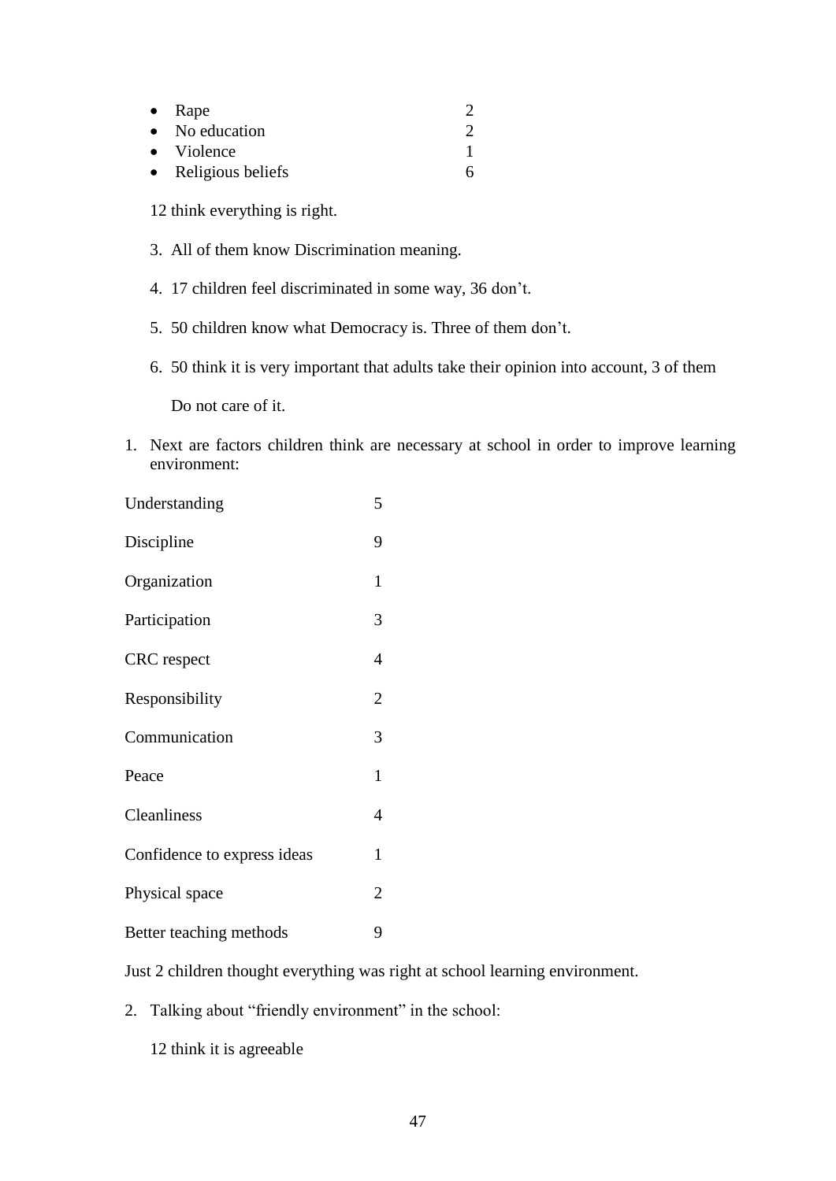- Rape 2
- No education 2
- Violence 1
- Religious beliefs 6

12 think everything is right.

3. All of them know Discrimination meaning.

4. 17 children feel discriminated in some way, 36 don't.

5. 50 children know what Democracy is. Three of them don't.

6. 50 think it is very important that adults take their opinion into account, 3 of them

   Do not care of it.

1. Next are factors children think are necessary at school in order to improve learning environment:

| | |
|---|---|
| Understanding | 5 |
| Discipline | 9 |
| Organization | 1 |
| Participation | 3 |
| CRC respect | 4 |
| Responsibility | 2 |
| Communication | 3 |
| Peace | 1 |
| Cleanliness | 4 |
| Confidence to express ideas | 1 |
| Physical space | 2 |
| Better teaching methods | 9 |

Just 2 children thought everything was right at school learning environment.

2. Talking about "friendly environment" in the school:

   12 think it is agreeable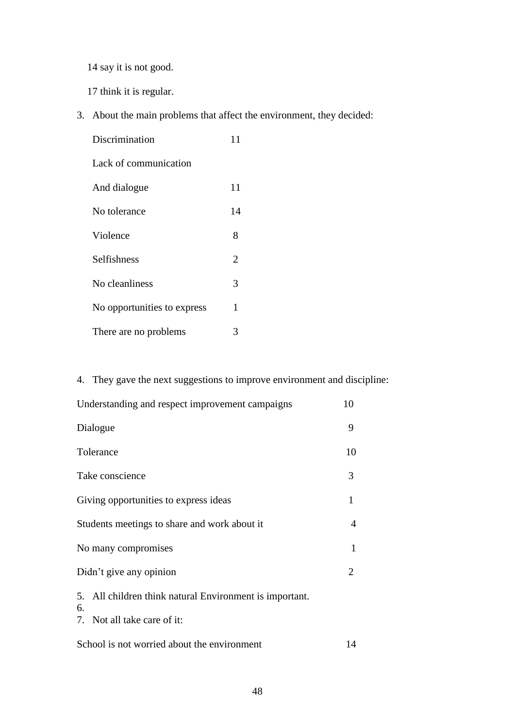14 say it is not good.

17 think it is regular.

3. About the main problems that affect the environment, they decided:

| | |
|---|---|
| Discrimination | 11 |
| Lack of communication And dialogue | 11 |
| No tolerance | 14 |
| Violence | 8 |
| Selfishness | 2 |
| No cleanliness | 3 |
| No opportunities to express | 1 |
| There are no problems | 3 |

4. They gave the next suggestions to improve environment and discipline:

| | |
|---|---|
| Understanding and respect improvement campaigns | 10 |
| Dialogue | 9 |
| Tolerance | 10 |
| Take conscience | 3 |
| Giving opportunities to express ideas | 1 |
| Students meetings to share and work about it | 4 |
| No many compromises | 1 |
| Didn't give any opinion | 2 |

5. All children think natural Environment is important.
6. 
7. Not all take care of it:

| | |
|---|---|
| School is not worried about the environment | 14 |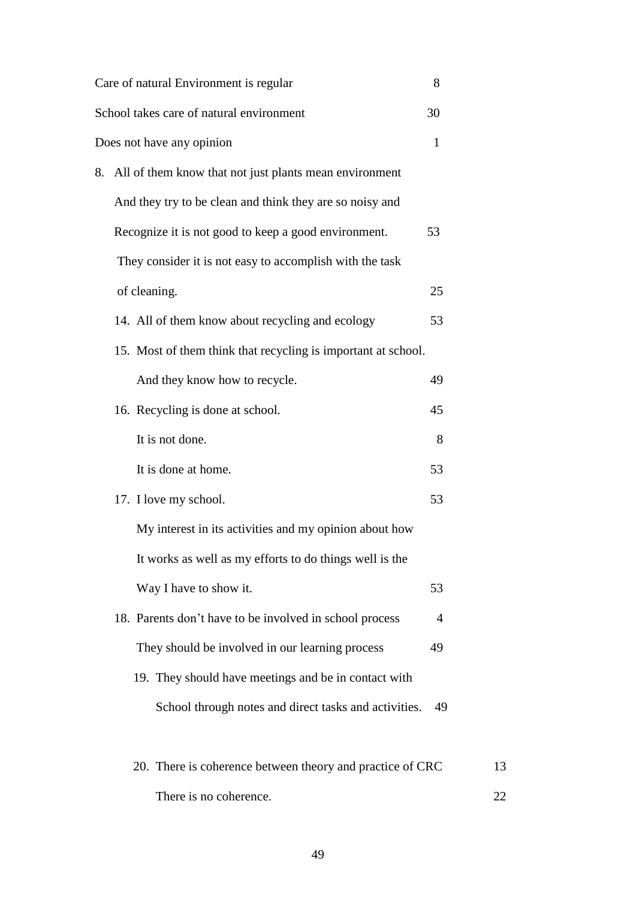Care of natural Environment is regular 8

School takes care of natural environment 30

Does not have any opinion 1

8. All of them know that not just plants mean environment

   And they try to be clean and think they are so noisy and

   Recognize it is not good to keep a good environment. 53

   They consider it is not easy to accomplish with the task

   of cleaning. 25

   14. All of them know about recycling and ecology 53

   15. Most of them think that recycling is important at school.

       And they know how to recycle. 49

   16. Recycling is done at school. 45

       It is not done. 8

       It is done at home. 53

   17. I love my school. 53

       My interest in its activities and my opinion about how

       It works as well as my efforts to do things well is the

       Way I have to show it. 53

   18. Parents don't have to be involved in school process 4

       They should be involved in our learning process 49

       19. They should have meetings and be in contact with

           School through notes and direct tasks and activities. 49

       20. There is coherence between theory and practice of CRC 13

           There is no coherence. 22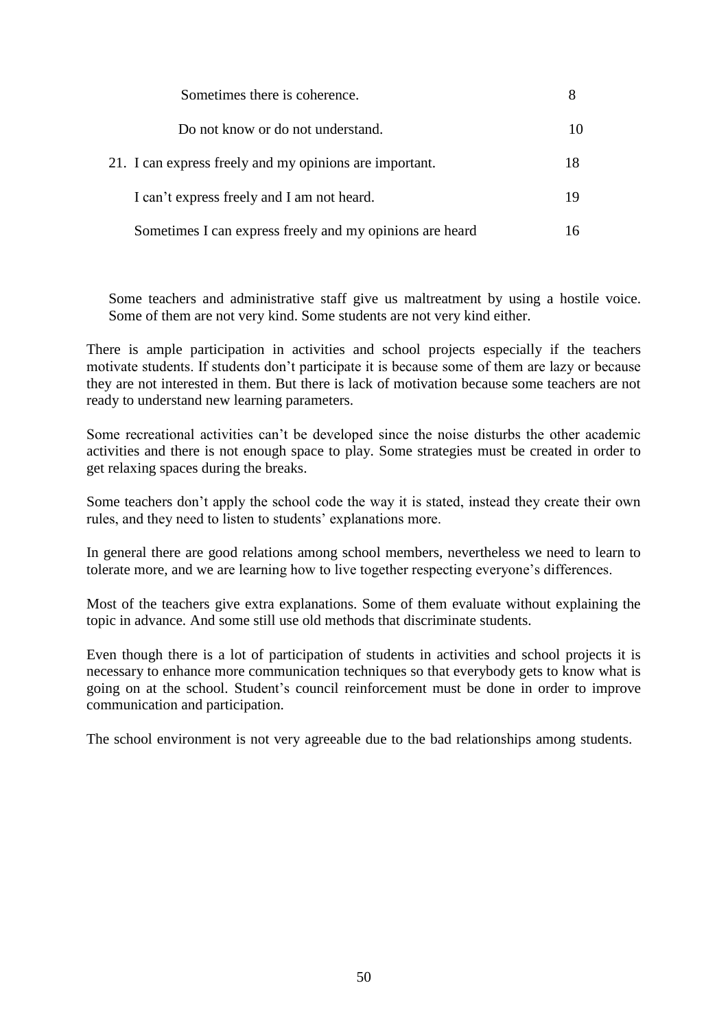| | |
|---|---|
| Sometimes there is coherence. | 8 |
| Do not know or do not understand. | 10 |
| 21. I can express freely and my opinions are important. | 18 |
| I can't express freely and I am not heard. | 19 |
| Sometimes I can express freely and my opinions are heard | 16 |

Some teachers and administrative staff give us maltreatment by using a hostile voice. Some of them are not very kind. Some students are not very kind either.

There is ample participation in activities and school projects especially if the teachers motivate students. If students don't participate it is because some of them are lazy or because they are not interested in them. But there is lack of motivation because some teachers are not ready to understand new learning parameters.

Some recreational activities can't be developed since the noise disturbs the other academic activities and there is not enough space to play. Some strategies must be created in order to get relaxing spaces during the breaks.

Some teachers don't apply the school code the way it is stated, instead they create their own rules, and they need to listen to students' explanations more.

In general there are good relations among school members, nevertheless we need to learn to tolerate more, and we are learning how to live together respecting everyone's differences.

Most of the teachers give extra explanations. Some of them evaluate without explaining the topic in advance. And some still use old methods that discriminate students.

Even though there is a lot of participation of students in activities and school projects it is necessary to enhance more communication techniques so that everybody gets to know what is going on at the school. Student's council reinforcement must be done in order to improve communication and participation.

The school environment is not very agreeable due to the bad relationships among students.